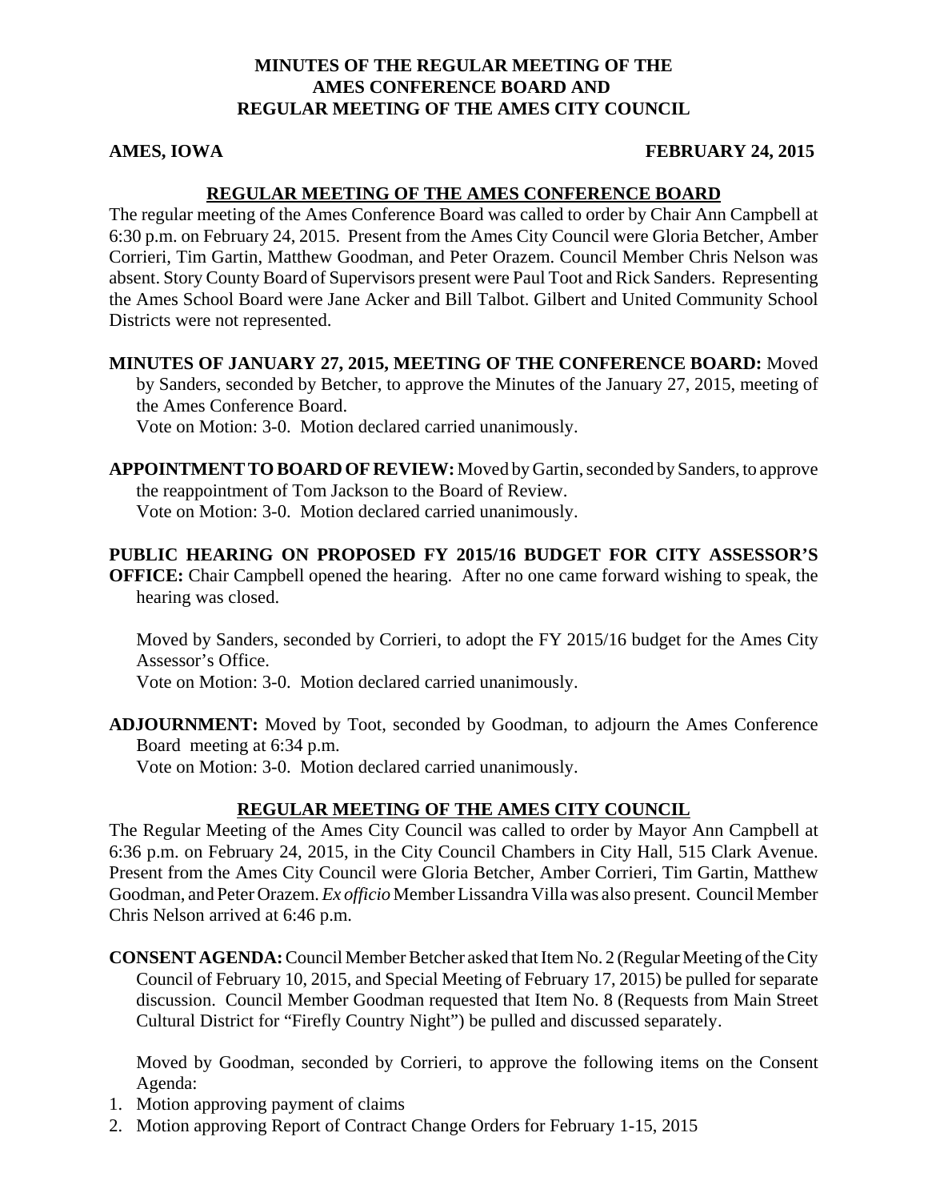# MINUTES OF THE REGULAR MEETING OF THE AMES CONFERENCE BOARD AND REGULAR MEETING OF THE AMES CITY COUNCIL

**AMES, IOWA** **FEBRUARY 24, 2015**

## REGULAR MEETING OF THE AMES CONFERENCE BOARD

The regular meeting of the Ames Conference Board was called to order by Chair Ann Campbell at 6:30 p.m. on February 24, 2015. Present from the Ames City Council were Gloria Betcher, Amber Corrieri, Tim Gartin, Matthew Goodman, and Peter Orazem. Council Member Chris Nelson was absent. Story County Board of Supervisors present were Paul Toot and Rick Sanders. Representing the Ames School Board were Jane Acker and Bill Talbot. Gilbert and United Community School Districts were not represented.

**MINUTES OF JANUARY 27, 2015, MEETING OF THE CONFERENCE BOARD:** Moved by Sanders, seconded by Betcher, to approve the Minutes of the January 27, 2015, meeting of the Ames Conference Board.
Vote on Motion: 3-0. Motion declared carried unanimously.

**APPOINTMENT TO BOARD OF REVIEW:** Moved by Gartin, seconded by Sanders, to approve the reappointment of Tom Jackson to the Board of Review.
Vote on Motion: 3-0. Motion declared carried unanimously.

**PUBLIC HEARING ON PROPOSED FY 2015/16 BUDGET FOR CITY ASSESSOR'S OFFICE:** Chair Campbell opened the hearing. After no one came forward wishing to speak, the hearing was closed.

Moved by Sanders, seconded by Corrieri, to adopt the FY 2015/16 budget for the Ames City Assessor's Office.
Vote on Motion: 3-0. Motion declared carried unanimously.

**ADJOURNMENT:** Moved by Toot, seconded by Goodman, to adjourn the Ames Conference Board meeting at 6:34 p.m.
Vote on Motion: 3-0. Motion declared carried unanimously.

## REGULAR MEETING OF THE AMES CITY COUNCIL

The Regular Meeting of the Ames City Council was called to order by Mayor Ann Campbell at 6:36 p.m. on February 24, 2015, in the City Council Chambers in City Hall, 515 Clark Avenue. Present from the Ames City Council were Gloria Betcher, Amber Corrieri, Tim Gartin, Matthew Goodman, and Peter Orazem. *Ex officio* Member Lissandra Villa was also present. Council Member Chris Nelson arrived at 6:46 p.m.

**CONSENT AGENDA:** Council Member Betcher asked that Item No. 2 (Regular Meeting of the City Council of February 10, 2015, and Special Meeting of February 17, 2015) be pulled for separate discussion. Council Member Goodman requested that Item No. 8 (Requests from Main Street Cultural District for "Firefly Country Night") be pulled and discussed separately.

Moved by Goodman, seconded by Corrieri, to approve the following items on the Consent Agenda:

1. Motion approving payment of claims
2. Motion approving Report of Contract Change Orders for February 1-15, 2015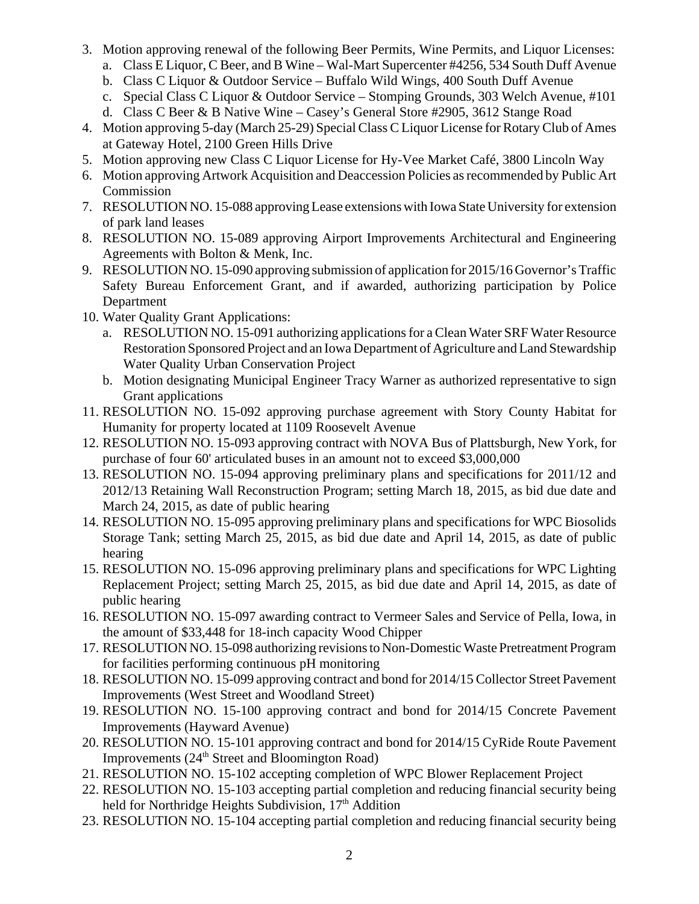3. Motion approving renewal of the following Beer Permits, Wine Permits, and Liquor Licenses:
   a. Class E Liquor, C Beer, and B Wine – Wal-Mart Supercenter #4256, 534 South Duff Avenue
   b. Class C Liquor & Outdoor Service – Buffalo Wild Wings, 400 South Duff Avenue
   c. Special Class C Liquor & Outdoor Service – Stomping Grounds, 303 Welch Avenue, #101
   d. Class C Beer & B Native Wine – Casey's General Store #2905, 3612 Stange Road
4. Motion approving 5-day (March 25-29) Special Class C Liquor License for Rotary Club of Ames at Gateway Hotel, 2100 Green Hills Drive
5. Motion approving new Class C Liquor License for Hy-Vee Market Café, 3800 Lincoln Way
6. Motion approving Artwork Acquisition and Deaccession Policies as recommended by Public Art Commission
7. RESOLUTION NO. 15-088 approving Lease extensions with Iowa State University for extension of park land leases
8. RESOLUTION NO. 15-089 approving Airport Improvements Architectural and Engineering Agreements with Bolton & Menk, Inc.
9. RESOLUTION NO. 15-090 approving submission of application for 2015/16 Governor's Traffic Safety Bureau Enforcement Grant, and if awarded, authorizing participation by Police Department
10. Water Quality Grant Applications:
    a. RESOLUTION NO. 15-091 authorizing applications for a Clean Water SRF Water Resource Restoration Sponsored Project and an Iowa Department of Agriculture and Land Stewardship Water Quality Urban Conservation Project
    b. Motion designating Municipal Engineer Tracy Warner as authorized representative to sign Grant applications
11. RESOLUTION NO. 15-092 approving purchase agreement with Story County Habitat for Humanity for property located at 1109 Roosevelt Avenue
12. RESOLUTION NO. 15-093 approving contract with NOVA Bus of Plattsburgh, New York, for purchase of four 60' articulated buses in an amount not to exceed $3,000,000
13. RESOLUTION NO. 15-094 approving preliminary plans and specifications for 2011/12 and 2012/13 Retaining Wall Reconstruction Program; setting March 18, 2015, as bid due date and March 24, 2015, as date of public hearing
14. RESOLUTION NO. 15-095 approving preliminary plans and specifications for WPC Biosolids Storage Tank; setting March 25, 2015, as bid due date and April 14, 2015, as date of public hearing
15. RESOLUTION NO. 15-096 approving preliminary plans and specifications for WPC Lighting Replacement Project; setting March 25, 2015, as bid due date and April 14, 2015, as date of public hearing
16. RESOLUTION NO. 15-097 awarding contract to Vermeer Sales and Service of Pella, Iowa, in the amount of $33,448 for 18-inch capacity Wood Chipper
17. RESOLUTION NO. 15-098 authorizing revisions to Non-Domestic Waste Pretreatment Program for facilities performing continuous pH monitoring
18. RESOLUTION NO. 15-099 approving contract and bond for 2014/15 Collector Street Pavement Improvements (West Street and Woodland Street)
19. RESOLUTION NO. 15-100 approving contract and bond for 2014/15 Concrete Pavement Improvements (Hayward Avenue)
20. RESOLUTION NO. 15-101 approving contract and bond for 2014/15 CyRide Route Pavement Improvements (24th Street and Bloomington Road)
21. RESOLUTION NO. 15-102 accepting completion of WPC Blower Replacement Project
22. RESOLUTION NO. 15-103 accepting partial completion and reducing financial security being held for Northridge Heights Subdivision, 17th Addition
23. RESOLUTION NO. 15-104 accepting partial completion and reducing financial security being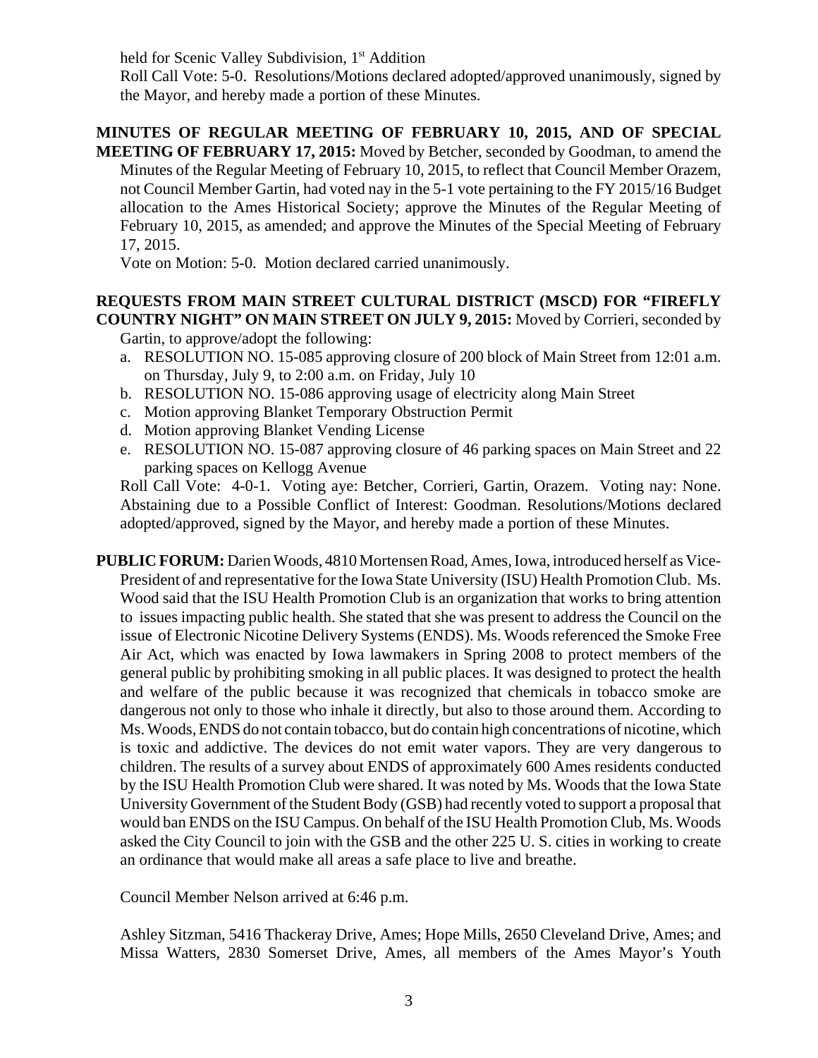held for Scenic Valley Subdivision, 1st Addition

Roll Call Vote: 5-0. Resolutions/Motions declared adopted/approved unanimously, signed by the Mayor, and hereby made a portion of these Minutes.

**MINUTES OF REGULAR MEETING OF FEBRUARY 10, 2015, AND OF SPECIAL MEETING OF FEBRUARY 17, 2015:** Moved by Betcher, seconded by Goodman, to amend the Minutes of the Regular Meeting of February 10, 2015, to reflect that Council Member Orazem, not Council Member Gartin, had voted nay in the 5-1 vote pertaining to the FY 2015/16 Budget allocation to the Ames Historical Society; approve the Minutes of the Regular Meeting of February 10, 2015, as amended; and approve the Minutes of the Special Meeting of February 17, 2015.

Vote on Motion: 5-0. Motion declared carried unanimously.

**REQUESTS FROM MAIN STREET CULTURAL DISTRICT (MSCD) FOR "FIREFLY COUNTRY NIGHT" ON MAIN STREET ON JULY 9, 2015:** Moved by Corrieri, seconded by Gartin, to approve/adopt the following:

a. RESOLUTION NO. 15-085 approving closure of 200 block of Main Street from 12:01 a.m. on Thursday, July 9, to 2:00 a.m. on Friday, July 10
b. RESOLUTION NO. 15-086 approving usage of electricity along Main Street
c. Motion approving Blanket Temporary Obstruction Permit
d. Motion approving Blanket Vending License
e. RESOLUTION NO. 15-087 approving closure of 46 parking spaces on Main Street and 22 parking spaces on Kellogg Avenue

Roll Call Vote: 4-0-1. Voting aye: Betcher, Corrieri, Gartin, Orazem. Voting nay: None. Abstaining due to a Possible Conflict of Interest: Goodman. Resolutions/Motions declared adopted/approved, signed by the Mayor, and hereby made a portion of these Minutes.

**PUBLIC FORUM:** Darien Woods, 4810 Mortensen Road, Ames, Iowa, introduced herself as Vice-President of and representative for the Iowa State University (ISU) Health Promotion Club. Ms. Wood said that the ISU Health Promotion Club is an organization that works to bring attention to issues impacting public health. She stated that she was present to address the Council on the issue of Electronic Nicotine Delivery Systems (ENDS). Ms. Woods referenced the Smoke Free Air Act, which was enacted by Iowa lawmakers in Spring 2008 to protect members of the general public by prohibiting smoking in all public places. It was designed to protect the health and welfare of the public because it was recognized that chemicals in tobacco smoke are dangerous not only to those who inhale it directly, but also to those around them. According to Ms. Woods, ENDS do not contain tobacco, but do contain high concentrations of nicotine, which is toxic and addictive. The devices do not emit water vapors. They are very dangerous to children. The results of a survey about ENDS of approximately 600 Ames residents conducted by the ISU Health Promotion Club were shared. It was noted by Ms. Woods that the Iowa State University Government of the Student Body (GSB) had recently voted to support a proposal that would ban ENDS on the ISU Campus. On behalf of the ISU Health Promotion Club, Ms. Woods asked the City Council to join with the GSB and the other 225 U. S. cities in working to create an ordinance that would make all areas a safe place to live and breathe.

Council Member Nelson arrived at 6:46 p.m.

Ashley Sitzman, 5416 Thackeray Drive, Ames; Hope Mills, 2650 Cleveland Drive, Ames; and Missa Watters, 2830 Somerset Drive, Ames, all members of the Ames Mayor's Youth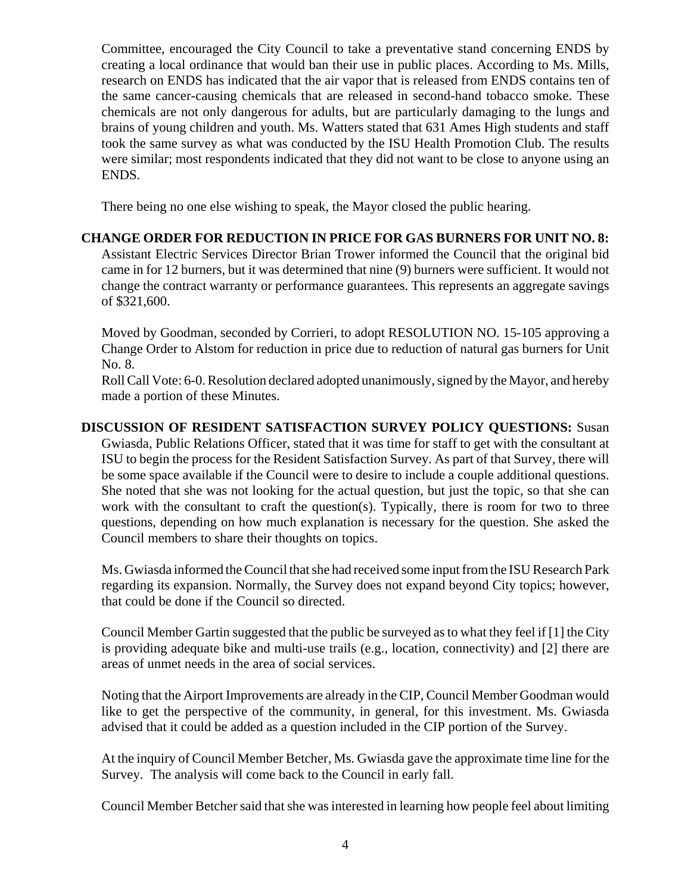Committee, encouraged the City Council to take a preventative stand concerning ENDS by creating a local ordinance that would ban their use in public places. According to Ms. Mills, research on ENDS has indicated that the air vapor that is released from ENDS contains ten of the same cancer-causing chemicals that are released in second-hand tobacco smoke. These chemicals are not only dangerous for adults, but are particularly damaging to the lungs and brains of young children and youth. Ms. Watters stated that 631 Ames High students and staff took the same survey as what was conducted by the ISU Health Promotion Club. The results were similar; most respondents indicated that they did not want to be close to anyone using an ENDS.

There being no one else wishing to speak, the Mayor closed the public hearing.

**CHANGE ORDER FOR REDUCTION IN PRICE FOR GAS BURNERS FOR UNIT NO. 8:** Assistant Electric Services Director Brian Trower informed the Council that the original bid came in for 12 burners, but it was determined that nine (9) burners were sufficient. It would not change the contract warranty or performance guarantees. This represents an aggregate savings of $321,600.

Moved by Goodman, seconded by Corrieri, to adopt RESOLUTION NO. 15-105 approving a Change Order to Alstom for reduction in price due to reduction of natural gas burners for Unit No. 8.
Roll Call Vote: 6-0. Resolution declared adopted unanimously, signed by the Mayor, and hereby made a portion of these Minutes.

**DISCUSSION OF RESIDENT SATISFACTION SURVEY POLICY QUESTIONS:** Susan Gwiasda, Public Relations Officer, stated that it was time for staff to get with the consultant at ISU to begin the process for the Resident Satisfaction Survey. As part of that Survey, there will be some space available if the Council were to desire to include a couple additional questions. She noted that she was not looking for the actual question, but just the topic, so that she can work with the consultant to craft the question(s). Typically, there is room for two to three questions, depending on how much explanation is necessary for the question. She asked the Council members to share their thoughts on topics.

Ms. Gwiasda informed the Council that she had received some input from the ISU Research Park regarding its expansion. Normally, the Survey does not expand beyond City topics; however, that could be done if the Council so directed.

Council Member Gartin suggested that the public be surveyed as to what they feel if [1] the City is providing adequate bike and multi-use trails (e.g., location, connectivity) and [2] there are areas of unmet needs in the area of social services.

Noting that the Airport Improvements are already in the CIP, Council Member Goodman would like to get the perspective of the community, in general, for this investment. Ms. Gwiasda advised that it could be added as a question included in the CIP portion of the Survey.

At the inquiry of Council Member Betcher, Ms. Gwiasda gave the approximate time line for the Survey. The analysis will come back to the Council in early fall.

Council Member Betcher said that she was interested in learning how people feel about limiting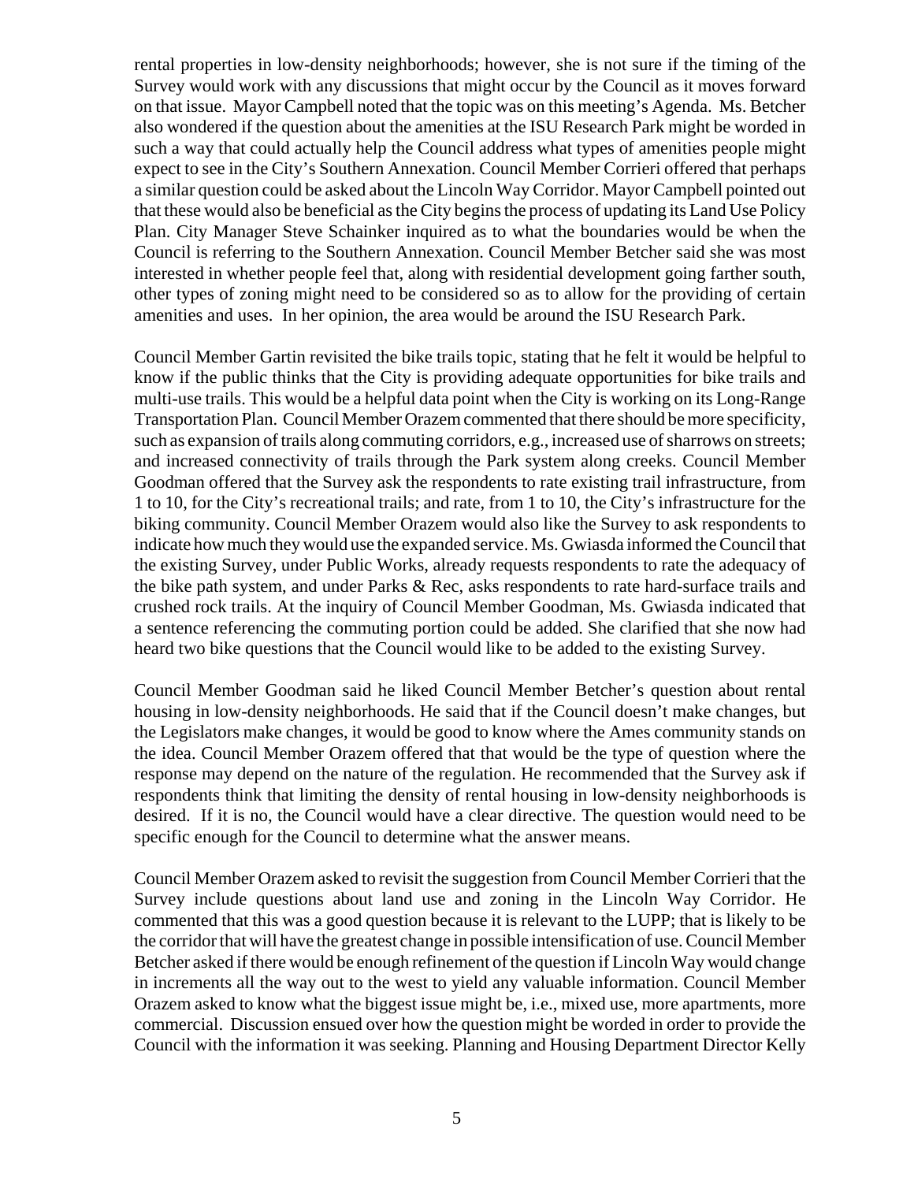rental properties in low-density neighborhoods; however, she is not sure if the timing of the Survey would work with any discussions that might occur by the Council as it moves forward on that issue. Mayor Campbell noted that the topic was on this meeting's Agenda. Ms. Betcher also wondered if the question about the amenities at the ISU Research Park might be worded in such a way that could actually help the Council address what types of amenities people might expect to see in the City's Southern Annexation. Council Member Corrieri offered that perhaps a similar question could be asked about the Lincoln Way Corridor. Mayor Campbell pointed out that these would also be beneficial as the City begins the process of updating its Land Use Policy Plan. City Manager Steve Schainker inquired as to what the boundaries would be when the Council is referring to the Southern Annexation. Council Member Betcher said she was most interested in whether people feel that, along with residential development going farther south, other types of zoning might need to be considered so as to allow for the providing of certain amenities and uses. In her opinion, the area would be around the ISU Research Park.

Council Member Gartin revisited the bike trails topic, stating that he felt it would be helpful to know if the public thinks that the City is providing adequate opportunities for bike trails and multi-use trails. This would be a helpful data point when the City is working on its Long-Range Transportation Plan. Council Member Orazem commented that there should be more specificity, such as expansion of trails along commuting corridors, e.g., increased use of sharrows on streets; and increased connectivity of trails through the Park system along creeks. Council Member Goodman offered that the Survey ask the respondents to rate existing trail infrastructure, from 1 to 10, for the City's recreational trails; and rate, from 1 to 10, the City's infrastructure for the biking community. Council Member Orazem would also like the Survey to ask respondents to indicate how much they would use the expanded service. Ms. Gwiasda informed the Council that the existing Survey, under Public Works, already requests respondents to rate the adequacy of the bike path system, and under Parks & Rec, asks respondents to rate hard-surface trails and crushed rock trails. At the inquiry of Council Member Goodman, Ms. Gwiasda indicated that a sentence referencing the commuting portion could be added. She clarified that she now had heard two bike questions that the Council would like to be added to the existing Survey.

Council Member Goodman said he liked Council Member Betcher's question about rental housing in low-density neighborhoods. He said that if the Council doesn't make changes, but the Legislators make changes, it would be good to know where the Ames community stands on the idea. Council Member Orazem offered that that would be the type of question where the response may depend on the nature of the regulation. He recommended that the Survey ask if respondents think that limiting the density of rental housing in low-density neighborhoods is desired. If it is no, the Council would have a clear directive. The question would need to be specific enough for the Council to determine what the answer means.

Council Member Orazem asked to revisit the suggestion from Council Member Corrieri that the Survey include questions about land use and zoning in the Lincoln Way Corridor. He commented that this was a good question because it is relevant to the LUPP; that is likely to be the corridor that will have the greatest change in possible intensification of use. Council Member Betcher asked if there would be enough refinement of the question if Lincoln Way would change in increments all the way out to the west to yield any valuable information. Council Member Orazem asked to know what the biggest issue might be, i.e., mixed use, more apartments, more commercial. Discussion ensued over how the question might be worded in order to provide the Council with the information it was seeking. Planning and Housing Department Director Kelly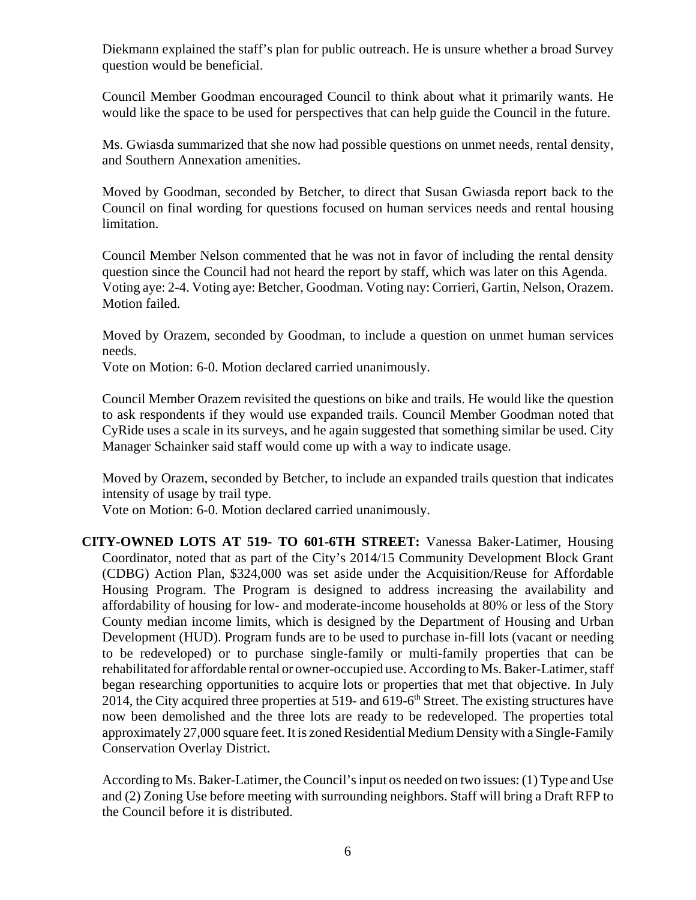Diekmann explained the staff's plan for public outreach. He is unsure whether a broad Survey question would be beneficial.

Council Member Goodman encouraged Council to think about what it primarily wants. He would like the space to be used for perspectives that can help guide the Council in the future.

Ms. Gwiasda summarized that she now had possible questions on unmet needs, rental density, and Southern Annexation amenities.

Moved by Goodman, seconded by Betcher, to direct that Susan Gwiasda report back to the Council on final wording for questions focused on human services needs and rental housing limitation.

Council Member Nelson commented that he was not in favor of including the rental density question since the Council had not heard the report by staff, which was later on this Agenda.
Voting aye: 2-4. Voting aye: Betcher, Goodman. Voting nay: Corrieri, Gartin, Nelson, Orazem. Motion failed.

Moved by Orazem, seconded by Goodman, to include a question on unmet human services needs.
Vote on Motion: 6-0. Motion declared carried unanimously.

Council Member Orazem revisited the questions on bike and trails. He would like the question to ask respondents if they would use expanded trails. Council Member Goodman noted that CyRide uses a scale in its surveys, and he again suggested that something similar be used. City Manager Schainker said staff would come up with a way to indicate usage.

Moved by Orazem, seconded by Betcher, to include an expanded trails question that indicates intensity of usage by trail type.
Vote on Motion: 6-0. Motion declared carried unanimously.

**CITY-OWNED LOTS AT 519- TO 601-6TH STREET:** Vanessa Baker-Latimer, Housing Coordinator, noted that as part of the City's 2014/15 Community Development Block Grant (CDBG) Action Plan, $324,000 was set aside under the Acquisition/Reuse for Affordable Housing Program. The Program is designed to address increasing the availability and affordability of housing for low- and moderate-income households at 80% or less of the Story County median income limits, which is designed by the Department of Housing and Urban Development (HUD). Program funds are to be used to purchase in-fill lots (vacant or needing to be redeveloped) or to purchase single-family or multi-family properties that can be rehabilitated for affordable rental or owner-occupied use. According to Ms. Baker-Latimer, staff began researching opportunities to acquire lots or properties that met that objective. In July 2014, the City acquired three properties at 519- and 619-6th Street. The existing structures have now been demolished and the three lots are ready to be redeveloped. The properties total approximately 27,000 square feet. It is zoned Residential Medium Density with a Single-Family Conservation Overlay District.

According to Ms. Baker-Latimer, the Council's input os needed on two issues: (1) Type and Use and (2) Zoning Use before meeting with surrounding neighbors. Staff will bring a Draft RFP to the Council before it is distributed.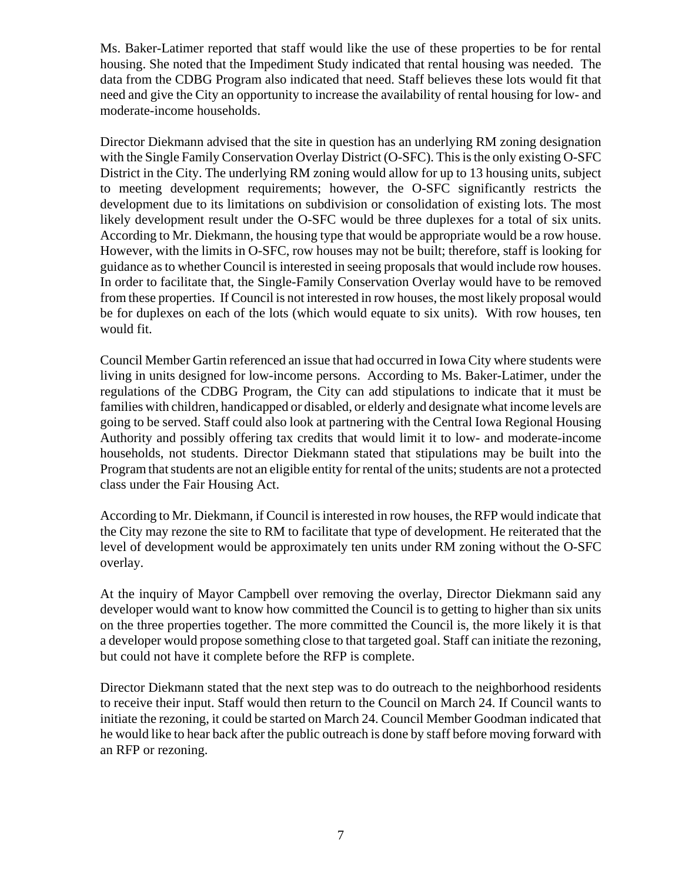Ms. Baker-Latimer reported that staff would like the use of these properties to be for rental housing. She noted that the Impediment Study indicated that rental housing was needed. The data from the CDBG Program also indicated that need. Staff believes these lots would fit that need and give the City an opportunity to increase the availability of rental housing for low- and moderate-income households.

Director Diekmann advised that the site in question has an underlying RM zoning designation with the Single Family Conservation Overlay District (O-SFC). This is the only existing O-SFC District in the City. The underlying RM zoning would allow for up to 13 housing units, subject to meeting development requirements; however, the O-SFC significantly restricts the development due to its limitations on subdivision or consolidation of existing lots. The most likely development result under the O-SFC would be three duplexes for a total of six units. According to Mr. Diekmann, the housing type that would be appropriate would be a row house. However, with the limits in O-SFC, row houses may not be built; therefore, staff is looking for guidance as to whether Council is interested in seeing proposals that would include row houses. In order to facilitate that, the Single-Family Conservation Overlay would have to be removed from these properties. If Council is not interested in row houses, the most likely proposal would be for duplexes on each of the lots (which would equate to six units). With row houses, ten would fit.

Council Member Gartin referenced an issue that had occurred in Iowa City where students were living in units designed for low-income persons. According to Ms. Baker-Latimer, under the regulations of the CDBG Program, the City can add stipulations to indicate that it must be families with children, handicapped or disabled, or elderly and designate what income levels are going to be served. Staff could also look at partnering with the Central Iowa Regional Housing Authority and possibly offering tax credits that would limit it to low- and moderate-income households, not students. Director Diekmann stated that stipulations may be built into the Program that students are not an eligible entity for rental of the units; students are not a protected class under the Fair Housing Act.

According to Mr. Diekmann, if Council is interested in row houses, the RFP would indicate that the City may rezone the site to RM to facilitate that type of development. He reiterated that the level of development would be approximately ten units under RM zoning without the O-SFC overlay.

At the inquiry of Mayor Campbell over removing the overlay, Director Diekmann said any developer would want to know how committed the Council is to getting to higher than six units on the three properties together. The more committed the Council is, the more likely it is that a developer would propose something close to that targeted goal. Staff can initiate the rezoning, but could not have it complete before the RFP is complete.

Director Diekmann stated that the next step was to do outreach to the neighborhood residents to receive their input. Staff would then return to the Council on March 24. If Council wants to initiate the rezoning, it could be started on March 24. Council Member Goodman indicated that he would like to hear back after the public outreach is done by staff before moving forward with an RFP or rezoning.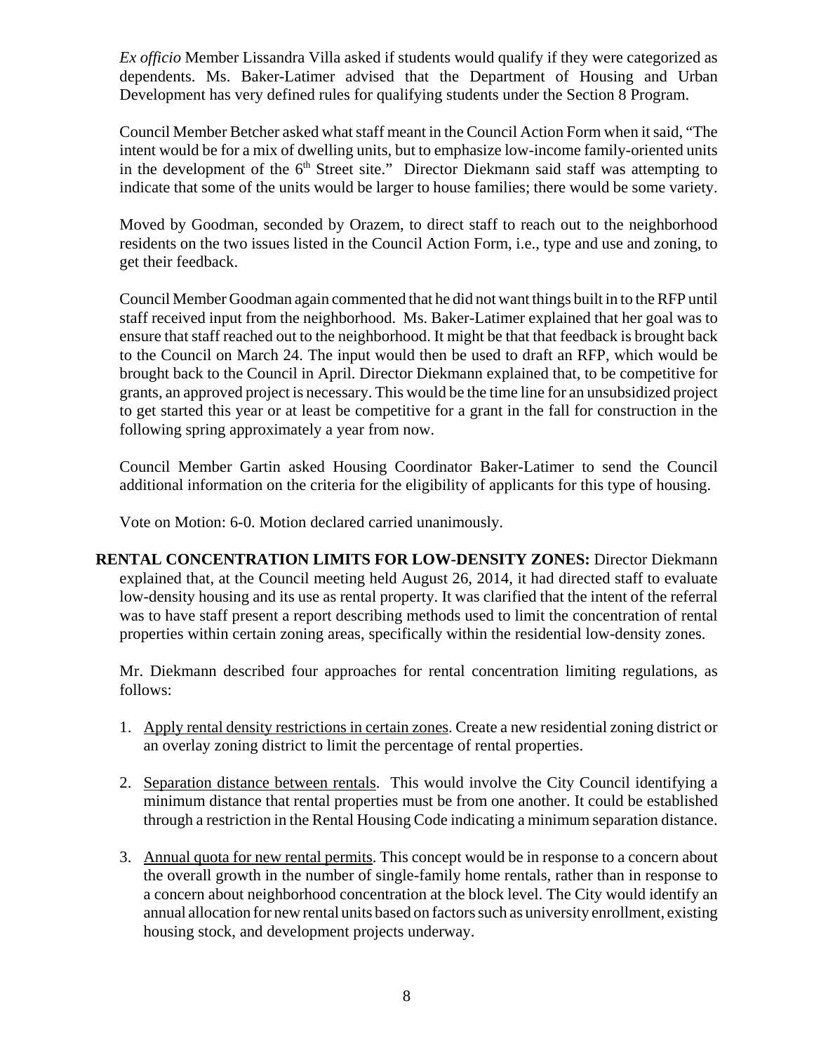*Ex officio* Member Lissandra Villa asked if students would qualify if they were categorized as dependents. Ms. Baker-Latimer advised that the Department of Housing and Urban Development has very defined rules for qualifying students under the Section 8 Program.

Council Member Betcher asked what staff meant in the Council Action Form when it said, "The intent would be for a mix of dwelling units, but to emphasize low-income family-oriented units in the development of the 6th Street site." Director Diekmann said staff was attempting to indicate that some of the units would be larger to house families; there would be some variety.

Moved by Goodman, seconded by Orazem, to direct staff to reach out to the neighborhood residents on the two issues listed in the Council Action Form, i.e., type and use and zoning, to get their feedback.

Council Member Goodman again commented that he did not want things built in to the RFP until staff received input from the neighborhood. Ms. Baker-Latimer explained that her goal was to ensure that staff reached out to the neighborhood. It might be that that feedback is brought back to the Council on March 24. The input would then be used to draft an RFP, which would be brought back to the Council in April. Director Diekmann explained that, to be competitive for grants, an approved project is necessary. This would be the time line for an unsubsidized project to get started this year or at least be competitive for a grant in the fall for construction in the following spring approximately a year from now.

Council Member Gartin asked Housing Coordinator Baker-Latimer to send the Council additional information on the criteria for the eligibility of applicants for this type of housing.

Vote on Motion: 6-0. Motion declared carried unanimously.

**RENTAL CONCENTRATION LIMITS FOR LOW-DENSITY ZONES:** Director Diekmann explained that, at the Council meeting held August 26, 2014, it had directed staff to evaluate low-density housing and its use as rental property. It was clarified that the intent of the referral was to have staff present a report describing methods used to limit the concentration of rental properties within certain zoning areas, specifically within the residential low-density zones.

Mr. Diekmann described four approaches for rental concentration limiting regulations, as follows:

1. Apply rental density restrictions in certain zones. Create a new residential zoning district or an overlay zoning district to limit the percentage of rental properties.

2. Separation distance between rentals. This would involve the City Council identifying a minimum distance that rental properties must be from one another. It could be established through a restriction in the Rental Housing Code indicating a minimum separation distance.

3. Annual quota for new rental permits. This concept would be in response to a concern about the overall growth in the number of single-family home rentals, rather than in response to a concern about neighborhood concentration at the block level. The City would identify an annual allocation for new rental units based on factors such as university enrollment, existing housing stock, and development projects underway.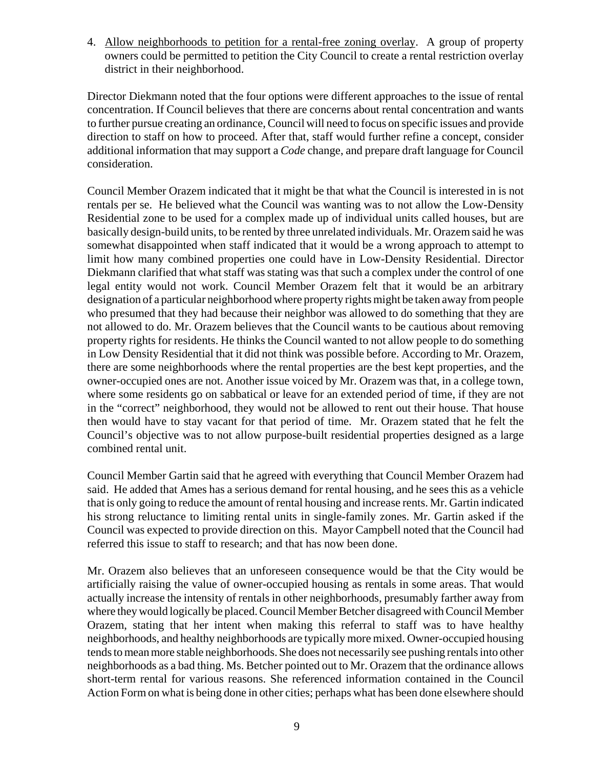4. <u>Allow neighborhoods to petition for a rental-free zoning overlay</u>. A group of property owners could be permitted to petition the City Council to create a rental restriction overlay district in their neighborhood.

Director Diekmann noted that the four options were different approaches to the issue of rental concentration. If Council believes that there are concerns about rental concentration and wants to further pursue creating an ordinance, Council will need to focus on specific issues and provide direction to staff on how to proceed. After that, staff would further refine a concept, consider additional information that may support a *Code* change, and prepare draft language for Council consideration.

Council Member Orazem indicated that it might be that what the Council is interested in is not rentals per se. He believed what the Council was wanting was to not allow the Low-Density Residential zone to be used for a complex made up of individual units called houses, but are basically design-build units, to be rented by three unrelated individuals. Mr. Orazem said he was somewhat disappointed when staff indicated that it would be a wrong approach to attempt to limit how many combined properties one could have in Low-Density Residential. Director Diekmann clarified that what staff was stating was that such a complex under the control of one legal entity would not work. Council Member Orazem felt that it would be an arbitrary designation of a particular neighborhood where property rights might be taken away from people who presumed that they had because their neighbor was allowed to do something that they are not allowed to do. Mr. Orazem believes that the Council wants to be cautious about removing property rights for residents. He thinks the Council wanted to not allow people to do something in Low Density Residential that it did not think was possible before. According to Mr. Orazem, there are some neighborhoods where the rental properties are the best kept properties, and the owner-occupied ones are not. Another issue voiced by Mr. Orazem was that, in a college town, where some residents go on sabbatical or leave for an extended period of time, if they are not in the "correct" neighborhood, they would not be allowed to rent out their house. That house then would have to stay vacant for that period of time. Mr. Orazem stated that he felt the Council's objective was to not allow purpose-built residential properties designed as a large combined rental unit.

Council Member Gartin said that he agreed with everything that Council Member Orazem had said. He added that Ames has a serious demand for rental housing, and he sees this as a vehicle that is only going to reduce the amount of rental housing and increase rents. Mr. Gartin indicated his strong reluctance to limiting rental units in single-family zones. Mr. Gartin asked if the Council was expected to provide direction on this. Mayor Campbell noted that the Council had referred this issue to staff to research; and that has now been done.

Mr. Orazem also believes that an unforeseen consequence would be that the City would be artificially raising the value of owner-occupied housing as rentals in some areas. That would actually increase the intensity of rentals in other neighborhoods, presumably farther away from where they would logically be placed. Council Member Betcher disagreed with Council Member Orazem, stating that her intent when making this referral to staff was to have healthy neighborhoods, and healthy neighborhoods are typically more mixed. Owner-occupied housing tends to mean more stable neighborhoods. She does not necessarily see pushing rentals into other neighborhoods as a bad thing. Ms. Betcher pointed out to Mr. Orazem that the ordinance allows short-term rental for various reasons. She referenced information contained in the Council Action Form on what is being done in other cities; perhaps what has been done elsewhere should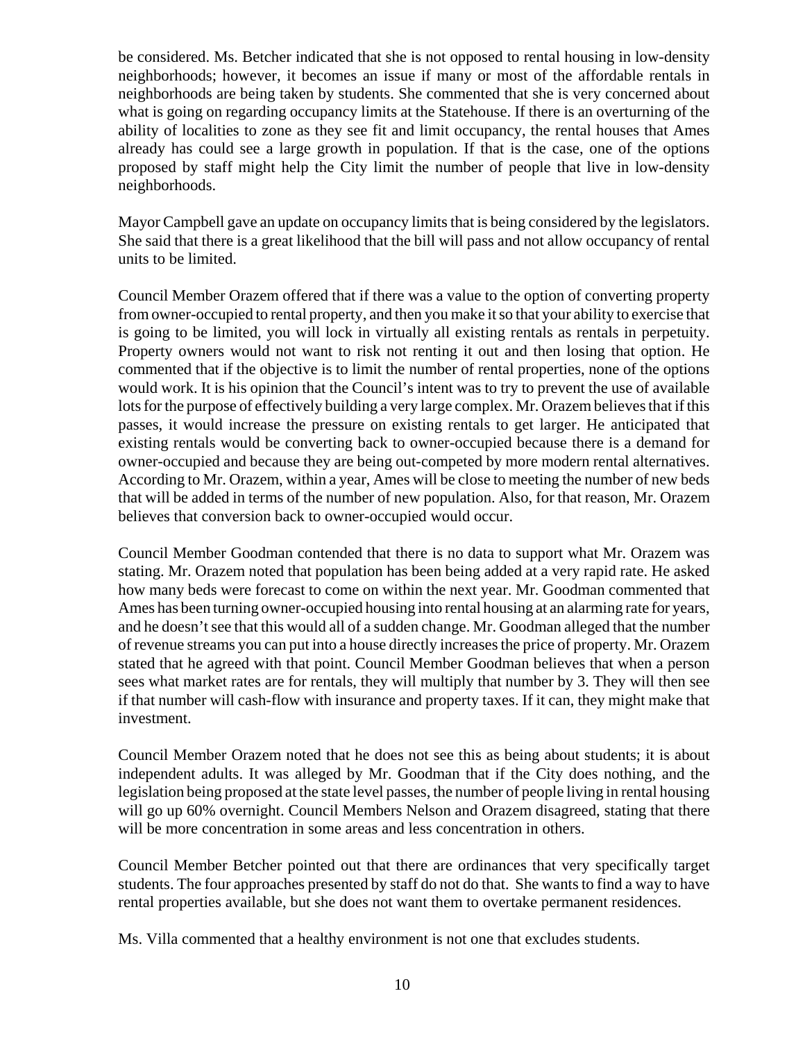be considered. Ms. Betcher indicated that she is not opposed to rental housing in low-density neighborhoods; however, it becomes an issue if many or most of the affordable rentals in neighborhoods are being taken by students. She commented that she is very concerned about what is going on regarding occupancy limits at the Statehouse. If there is an overturning of the ability of localities to zone as they see fit and limit occupancy, the rental houses that Ames already has could see a large growth in population. If that is the case, one of the options proposed by staff might help the City limit the number of people that live in low-density neighborhoods.

Mayor Campbell gave an update on occupancy limits that is being considered by the legislators. She said that there is a great likelihood that the bill will pass and not allow occupancy of rental units to be limited.

Council Member Orazem offered that if there was a value to the option of converting property from owner-occupied to rental property, and then you make it so that your ability to exercise that is going to be limited, you will lock in virtually all existing rentals as rentals in perpetuity. Property owners would not want to risk not renting it out and then losing that option. He commented that if the objective is to limit the number of rental properties, none of the options would work. It is his opinion that the Council's intent was to try to prevent the use of available lots for the purpose of effectively building a very large complex. Mr. Orazem believes that if this passes, it would increase the pressure on existing rentals to get larger. He anticipated that existing rentals would be converting back to owner-occupied because there is a demand for owner-occupied and because they are being out-competed by more modern rental alternatives. According to Mr. Orazem, within a year, Ames will be close to meeting the number of new beds that will be added in terms of the number of new population. Also, for that reason, Mr. Orazem believes that conversion back to owner-occupied would occur.

Council Member Goodman contended that there is no data to support what Mr. Orazem was stating. Mr. Orazem noted that population has been being added at a very rapid rate. He asked how many beds were forecast to come on within the next year. Mr. Goodman commented that Ames has been turning owner-occupied housing into rental housing at an alarming rate for years, and he doesn't see that this would all of a sudden change. Mr. Goodman alleged that the number of revenue streams you can put into a house directly increases the price of property. Mr. Orazem stated that he agreed with that point. Council Member Goodman believes that when a person sees what market rates are for rentals, they will multiply that number by 3. They will then see if that number will cash-flow with insurance and property taxes. If it can, they might make that investment.

Council Member Orazem noted that he does not see this as being about students; it is about independent adults. It was alleged by Mr. Goodman that if the City does nothing, and the legislation being proposed at the state level passes, the number of people living in rental housing will go up 60% overnight. Council Members Nelson and Orazem disagreed, stating that there will be more concentration in some areas and less concentration in others.

Council Member Betcher pointed out that there are ordinances that very specifically target students. The four approaches presented by staff do not do that. She wants to find a way to have rental properties available, but she does not want them to overtake permanent residences.

Ms. Villa commented that a healthy environment is not one that excludes students.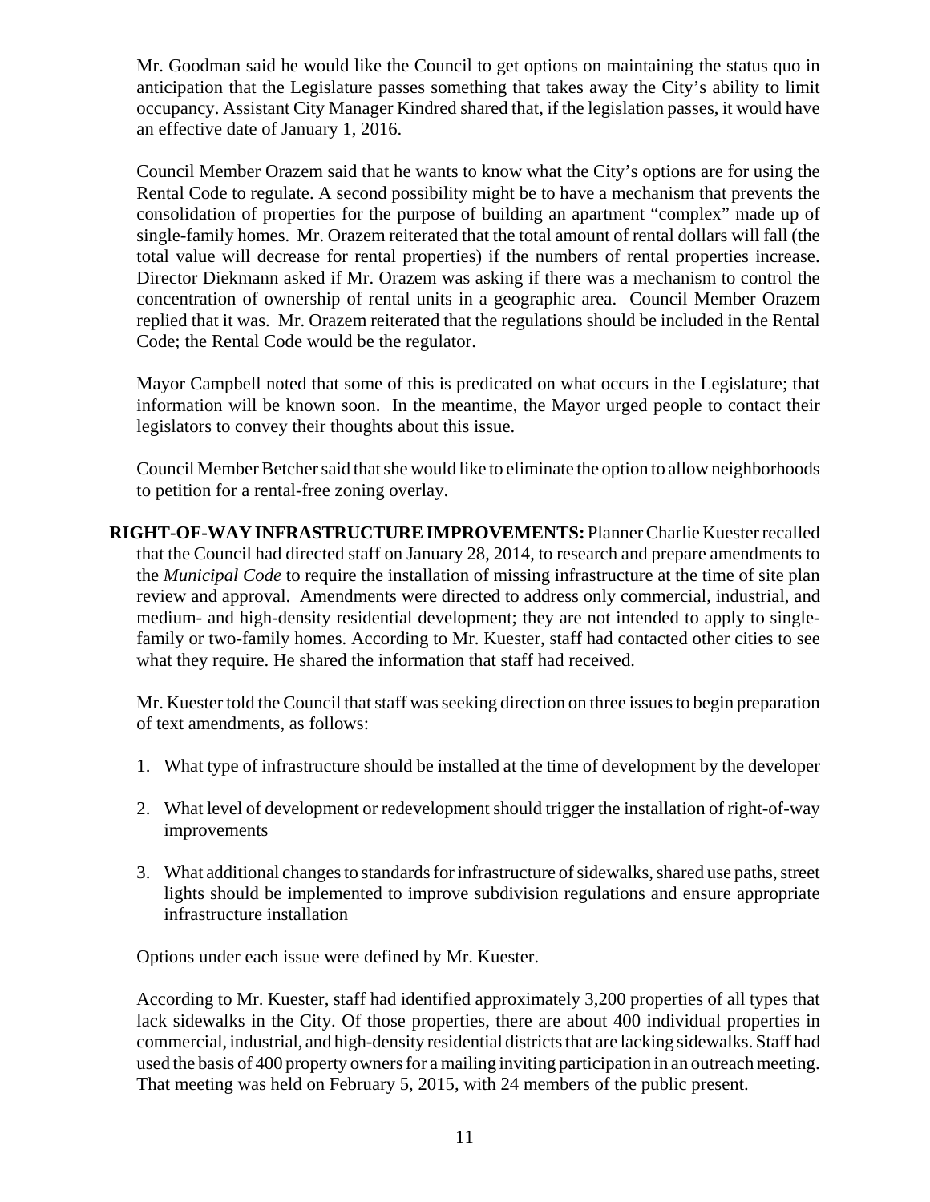Mr. Goodman said he would like the Council to get options on maintaining the status quo in anticipation that the Legislature passes something that takes away the City's ability to limit occupancy. Assistant City Manager Kindred shared that, if the legislation passes, it would have an effective date of January 1, 2016.

Council Member Orazem said that he wants to know what the City's options are for using the Rental Code to regulate. A second possibility might be to have a mechanism that prevents the consolidation of properties for the purpose of building an apartment "complex" made up of single-family homes. Mr. Orazem reiterated that the total amount of rental dollars will fall (the total value will decrease for rental properties) if the numbers of rental properties increase. Director Diekmann asked if Mr. Orazem was asking if there was a mechanism to control the concentration of ownership of rental units in a geographic area. Council Member Orazem replied that it was. Mr. Orazem reiterated that the regulations should be included in the Rental Code; the Rental Code would be the regulator.

Mayor Campbell noted that some of this is predicated on what occurs in the Legislature; that information will be known soon. In the meantime, the Mayor urged people to contact their legislators to convey their thoughts about this issue.

Council Member Betcher said that she would like to eliminate the option to allow neighborhoods to petition for a rental-free zoning overlay.

**RIGHT-OF-WAY INFRASTRUCTURE IMPROVEMENTS:** Planner Charlie Kuester recalled that the Council had directed staff on January 28, 2014, to research and prepare amendments to the *Municipal Code* to require the installation of missing infrastructure at the time of site plan review and approval. Amendments were directed to address only commercial, industrial, and medium- and high-density residential development; they are not intended to apply to single-family or two-family homes. According to Mr. Kuester, staff had contacted other cities to see what they require. He shared the information that staff had received.

Mr. Kuester told the Council that staff was seeking direction on three issues to begin preparation of text amendments, as follows:

1. What type of infrastructure should be installed at the time of development by the developer
2. What level of development or redevelopment should trigger the installation of right-of-way improvements
3. What additional changes to standards for infrastructure of sidewalks, shared use paths, street lights should be implemented to improve subdivision regulations and ensure appropriate infrastructure installation

Options under each issue were defined by Mr. Kuester.

According to Mr. Kuester, staff had identified approximately 3,200 properties of all types that lack sidewalks in the City. Of those properties, there are about 400 individual properties in commercial, industrial, and high-density residential districts that are lacking sidewalks. Staff had used the basis of 400 property owners for a mailing inviting participation in an outreach meeting. That meeting was held on February 5, 2015, with 24 members of the public present.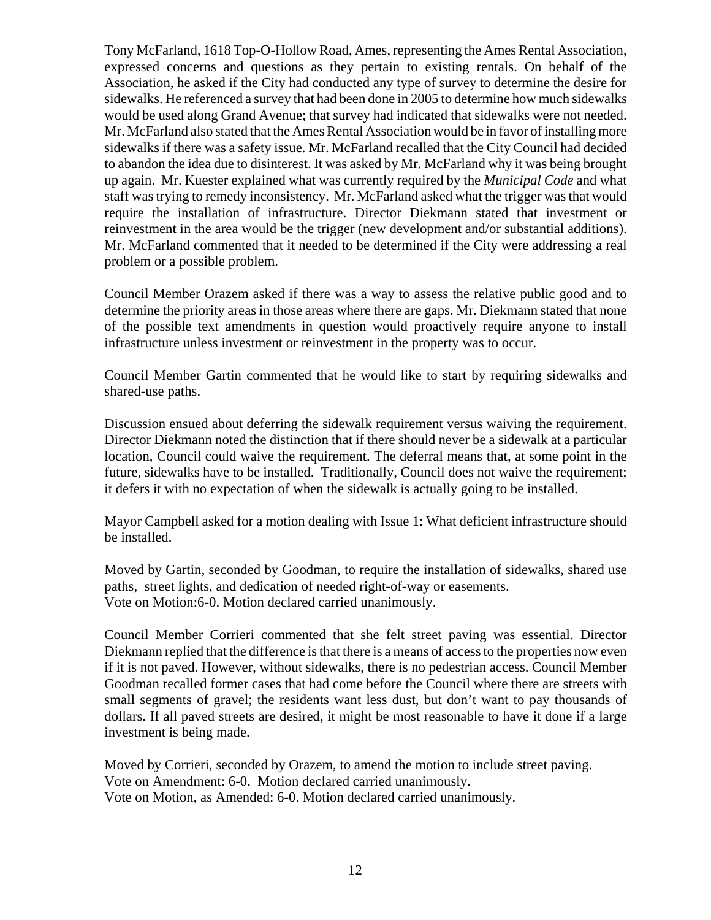Tony McFarland, 1618 Top-O-Hollow Road, Ames, representing the Ames Rental Association, expressed concerns and questions as they pertain to existing rentals. On behalf of the Association, he asked if the City had conducted any type of survey to determine the desire for sidewalks. He referenced a survey that had been done in 2005 to determine how much sidewalks would be used along Grand Avenue; that survey had indicated that sidewalks were not needed. Mr. McFarland also stated that the Ames Rental Association would be in favor of installing more sidewalks if there was a safety issue. Mr. McFarland recalled that the City Council had decided to abandon the idea due to disinterest. It was asked by Mr. McFarland why it was being brought up again. Mr. Kuester explained what was currently required by the *Municipal Code* and what staff was trying to remedy inconsistency. Mr. McFarland asked what the trigger was that would require the installation of infrastructure. Director Diekmann stated that investment or reinvestment in the area would be the trigger (new development and/or substantial additions). Mr. McFarland commented that it needed to be determined if the City were addressing a real problem or a possible problem.

Council Member Orazem asked if there was a way to assess the relative public good and to determine the priority areas in those areas where there are gaps. Mr. Diekmann stated that none of the possible text amendments in question would proactively require anyone to install infrastructure unless investment or reinvestment in the property was to occur.

Council Member Gartin commented that he would like to start by requiring sidewalks and shared-use paths.

Discussion ensued about deferring the sidewalk requirement versus waiving the requirement. Director Diekmann noted the distinction that if there should never be a sidewalk at a particular location, Council could waive the requirement. The deferral means that, at some point in the future, sidewalks have to be installed. Traditionally, Council does not waive the requirement; it defers it with no expectation of when the sidewalk is actually going to be installed.

Mayor Campbell asked for a motion dealing with Issue 1: What deficient infrastructure should be installed.

Moved by Gartin, seconded by Goodman, to require the installation of sidewalks, shared use paths, street lights, and dedication of needed right-of-way or easements.
Vote on Motion:6-0. Motion declared carried unanimously.

Council Member Corrieri commented that she felt street paving was essential. Director Diekmann replied that the difference is that there is a means of access to the properties now even if it is not paved. However, without sidewalks, there is no pedestrian access. Council Member Goodman recalled former cases that had come before the Council where there are streets with small segments of gravel; the residents want less dust, but don't want to pay thousands of dollars. If all paved streets are desired, it might be most reasonable to have it done if a large investment is being made.

Moved by Corrieri, seconded by Orazem, to amend the motion to include street paving.
Vote on Amendment: 6-0. Motion declared carried unanimously.
Vote on Motion, as Amended: 6-0. Motion declared carried unanimously.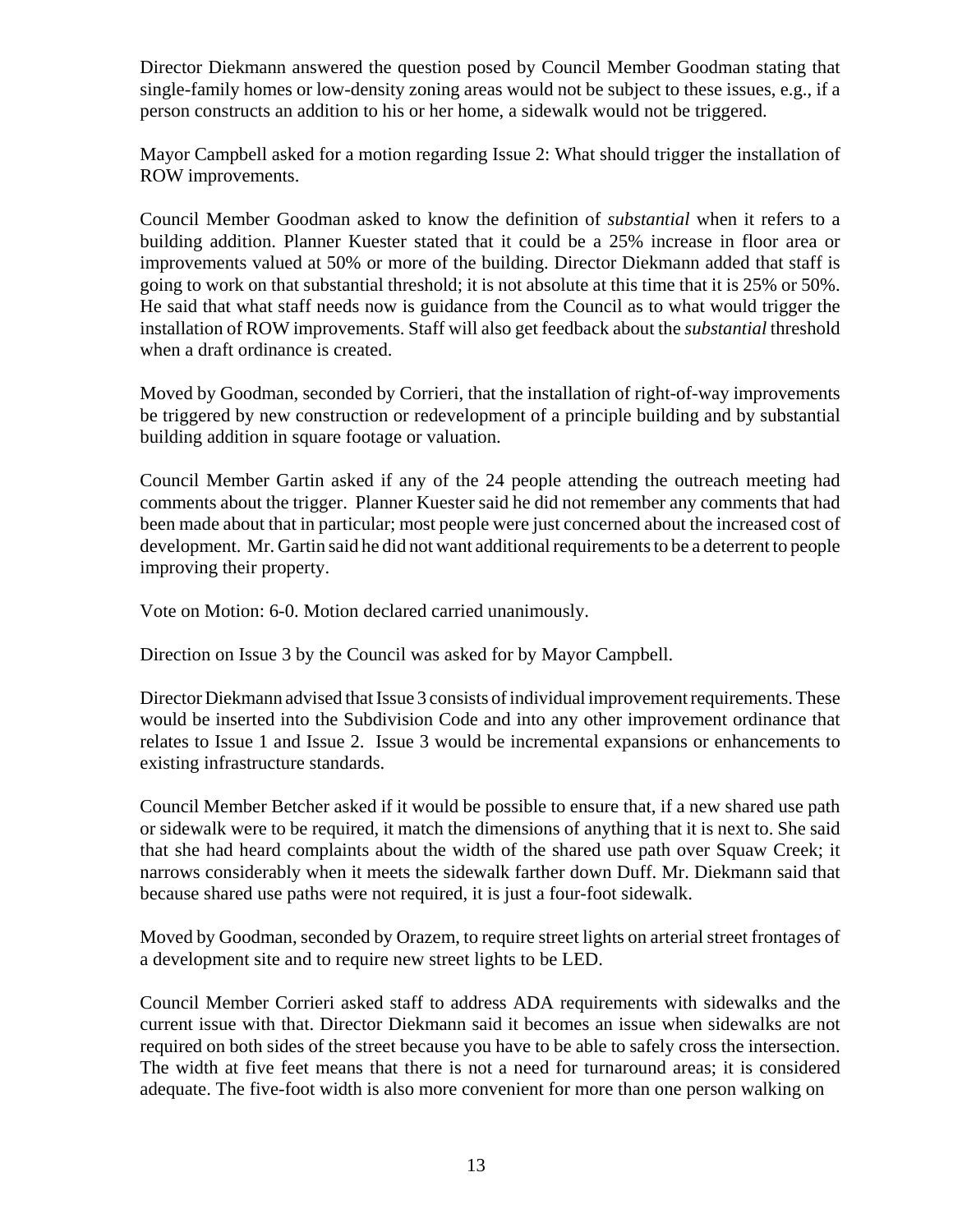Director Diekmann answered the question posed by Council Member Goodman stating that single-family homes or low-density zoning areas would not be subject to these issues, e.g., if a person constructs an addition to his or her home, a sidewalk would not be triggered.

Mayor Campbell asked for a motion regarding Issue 2: What should trigger the installation of ROW improvements.

Council Member Goodman asked to know the definition of *substantial* when it refers to a building addition. Planner Kuester stated that it could be a 25% increase in floor area or improvements valued at 50% or more of the building. Director Diekmann added that staff is going to work on that substantial threshold; it is not absolute at this time that it is 25% or 50%. He said that what staff needs now is guidance from the Council as to what would trigger the installation of ROW improvements. Staff will also get feedback about the *substantial* threshold when a draft ordinance is created.

Moved by Goodman, seconded by Corrieri, that the installation of right-of-way improvements be triggered by new construction or redevelopment of a principle building and by substantial building addition in square footage or valuation.

Council Member Gartin asked if any of the 24 people attending the outreach meeting had comments about the trigger. Planner Kuester said he did not remember any comments that had been made about that in particular; most people were just concerned about the increased cost of development. Mr. Gartin said he did not want additional requirements to be a deterrent to people improving their property.

Vote on Motion: 6-0. Motion declared carried unanimously.

Direction on Issue 3 by the Council was asked for by Mayor Campbell.

Director Diekmann advised that Issue 3 consists of individual improvement requirements. These would be inserted into the Subdivision Code and into any other improvement ordinance that relates to Issue 1 and Issue 2. Issue 3 would be incremental expansions or enhancements to existing infrastructure standards.

Council Member Betcher asked if it would be possible to ensure that, if a new shared use path or sidewalk were to be required, it match the dimensions of anything that it is next to. She said that she had heard complaints about the width of the shared use path over Squaw Creek; it narrows considerably when it meets the sidewalk farther down Duff. Mr. Diekmann said that because shared use paths were not required, it is just a four-foot sidewalk.

Moved by Goodman, seconded by Orazem, to require street lights on arterial street frontages of a development site and to require new street lights to be LED.

Council Member Corrieri asked staff to address ADA requirements with sidewalks and the current issue with that. Director Diekmann said it becomes an issue when sidewalks are not required on both sides of the street because you have to be able to safely cross the intersection. The width at five feet means that there is not a need for turnaround areas; it is considered adequate. The five-foot width is also more convenient for more than one person walking on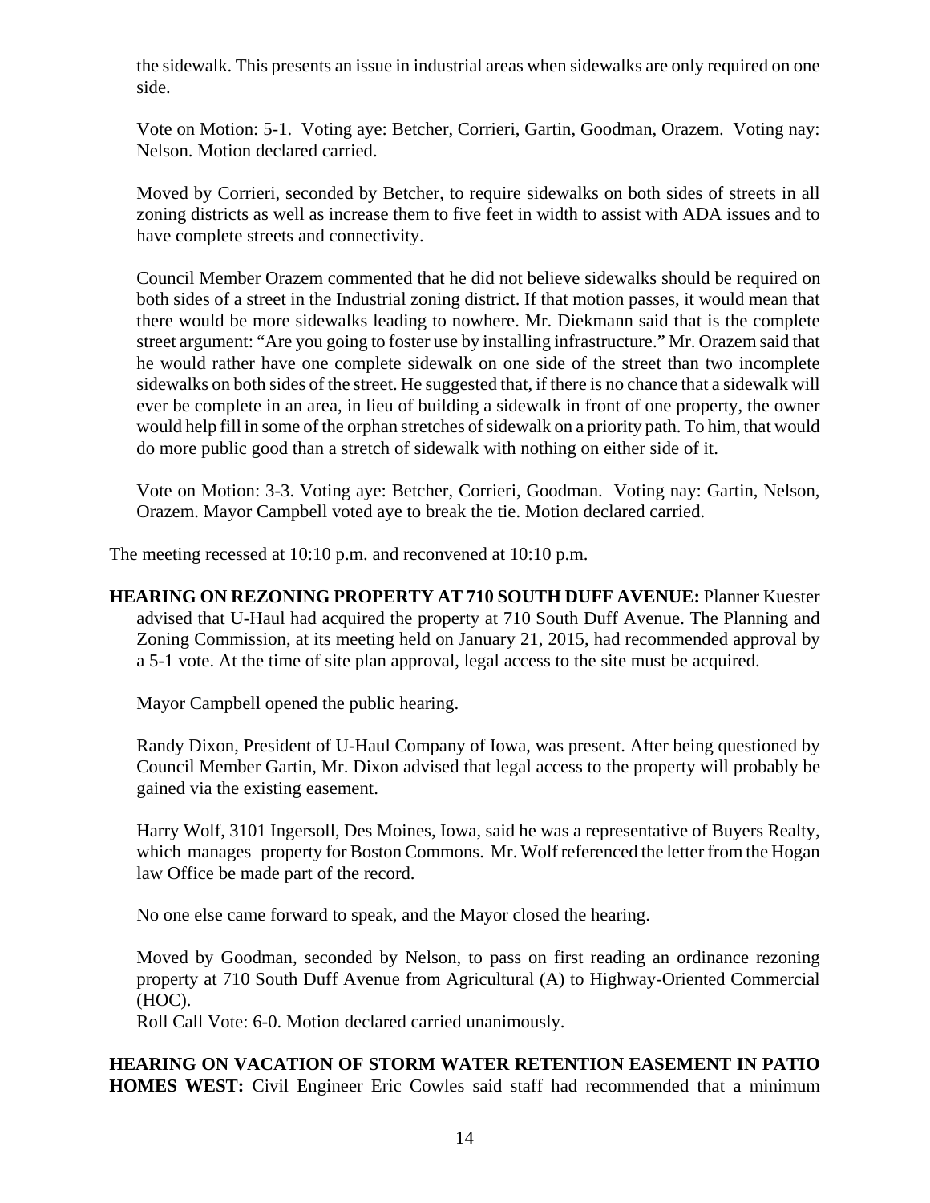the sidewalk. This presents an issue in industrial areas when sidewalks are only required on one side.

Vote on Motion: 5-1. Voting aye: Betcher, Corrieri, Gartin, Goodman, Orazem. Voting nay: Nelson. Motion declared carried.

Moved by Corrieri, seconded by Betcher, to require sidewalks on both sides of streets in all zoning districts as well as increase them to five feet in width to assist with ADA issues and to have complete streets and connectivity.

Council Member Orazem commented that he did not believe sidewalks should be required on both sides of a street in the Industrial zoning district. If that motion passes, it would mean that there would be more sidewalks leading to nowhere. Mr. Diekmann said that is the complete street argument: "Are you going to foster use by installing infrastructure." Mr. Orazem said that he would rather have one complete sidewalk on one side of the street than two incomplete sidewalks on both sides of the street. He suggested that, if there is no chance that a sidewalk will ever be complete in an area, in lieu of building a sidewalk in front of one property, the owner would help fill in some of the orphan stretches of sidewalk on a priority path. To him, that would do more public good than a stretch of sidewalk with nothing on either side of it.

Vote on Motion: 3-3. Voting aye: Betcher, Corrieri, Goodman. Voting nay: Gartin, Nelson, Orazem. Mayor Campbell voted aye to break the tie. Motion declared carried.

The meeting recessed at 10:10 p.m. and reconvened at 10:10 p.m.

**HEARING ON REZONING PROPERTY AT 710 SOUTH DUFF AVENUE:** Planner Kuester advised that U-Haul had acquired the property at 710 South Duff Avenue. The Planning and Zoning Commission, at its meeting held on January 21, 2015, had recommended approval by a 5-1 vote. At the time of site plan approval, legal access to the site must be acquired.

Mayor Campbell opened the public hearing.

Randy Dixon, President of U-Haul Company of Iowa, was present. After being questioned by Council Member Gartin, Mr. Dixon advised that legal access to the property will probably be gained via the existing easement.

Harry Wolf, 3101 Ingersoll, Des Moines, Iowa, said he was a representative of Buyers Realty, which manages property for Boston Commons. Mr. Wolf referenced the letter from the Hogan law Office be made part of the record.

No one else came forward to speak, and the Mayor closed the hearing.

Moved by Goodman, seconded by Nelson, to pass on first reading an ordinance rezoning property at 710 South Duff Avenue from Agricultural (A) to Highway-Oriented Commercial (HOC).
Roll Call Vote: 6-0. Motion declared carried unanimously.

**HEARING ON VACATION OF STORM WATER RETENTION EASEMENT IN PATIO HOMES WEST:** Civil Engineer Eric Cowles said staff had recommended that a minimum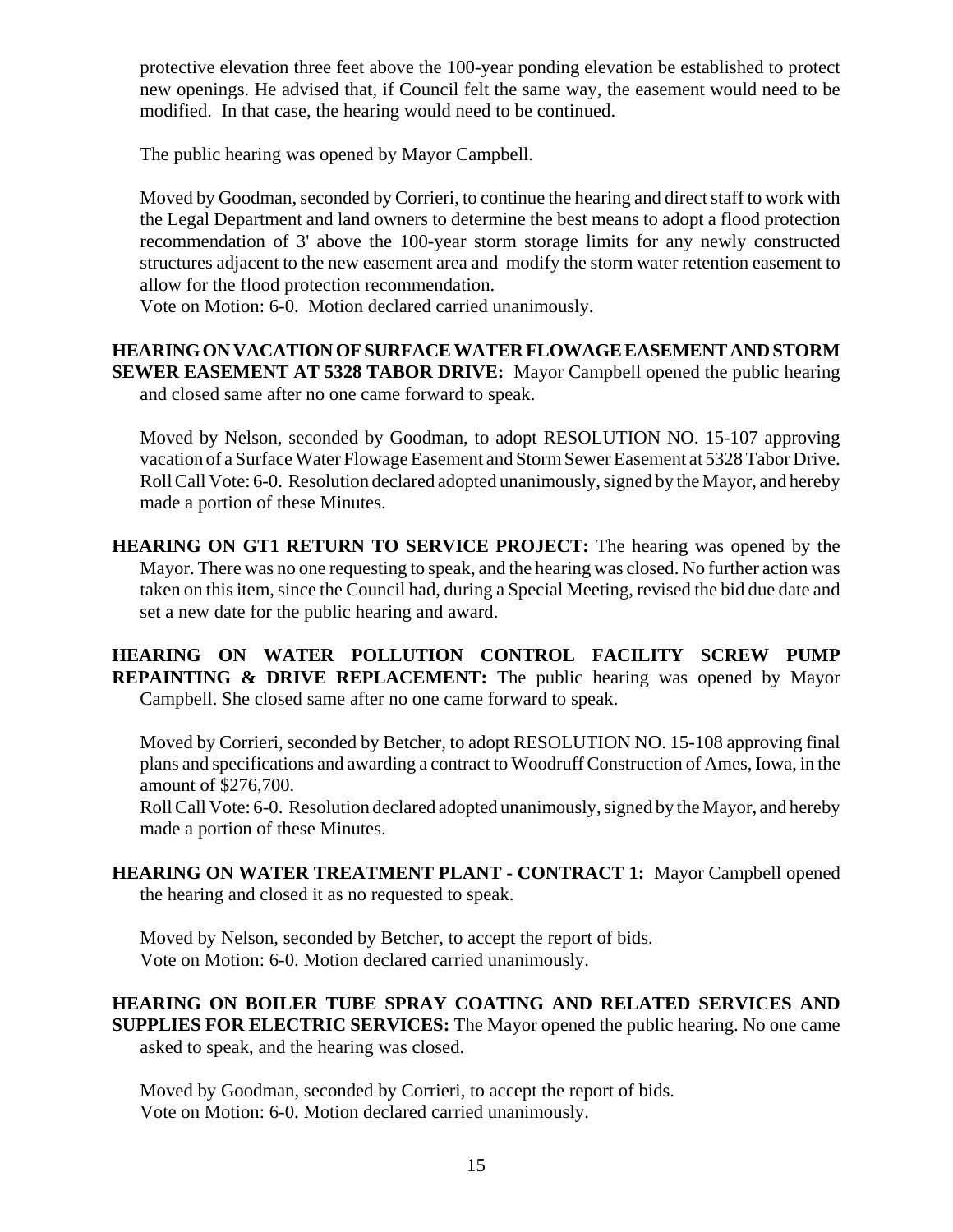protective elevation three feet above the 100-year ponding elevation be established to protect new openings. He advised that, if Council felt the same way, the easement would need to be modified. In that case, the hearing would need to be continued.

The public hearing was opened by Mayor Campbell.

Moved by Goodman, seconded by Corrieri, to continue the hearing and direct staff to work with the Legal Department and land owners to determine the best means to adopt a flood protection recommendation of 3' above the 100-year storm storage limits for any newly constructed structures adjacent to the new easement area and modify the storm water retention easement to allow for the flood protection recommendation.
Vote on Motion: 6-0. Motion declared carried unanimously.

**HEARING ON VACATION OF SURFACE WATER FLOWAGE EASEMENT AND STORM SEWER EASEMENT AT 5328 TABOR DRIVE:** Mayor Campbell opened the public hearing and closed same after no one came forward to speak.

Moved by Nelson, seconded by Goodman, to adopt RESOLUTION NO. 15-107 approving vacation of a Surface Water Flowage Easement and Storm Sewer Easement at 5328 Tabor Drive.
Roll Call Vote: 6-0. Resolution declared adopted unanimously, signed by the Mayor, and hereby made a portion of these Minutes.

**HEARING ON GT1 RETURN TO SERVICE PROJECT:** The hearing was opened by the Mayor. There was no one requesting to speak, and the hearing was closed. No further action was taken on this item, since the Council had, during a Special Meeting, revised the bid due date and set a new date for the public hearing and award.

**HEARING ON WATER POLLUTION CONTROL FACILITY SCREW PUMP REPAINTING & DRIVE REPLACEMENT:** The public hearing was opened by Mayor Campbell. She closed same after no one came forward to speak.

Moved by Corrieri, seconded by Betcher, to adopt RESOLUTION NO. 15-108 approving final plans and specifications and awarding a contract to Woodruff Construction of Ames, Iowa, in the amount of $276,700.
Roll Call Vote: 6-0. Resolution declared adopted unanimously, signed by the Mayor, and hereby made a portion of these Minutes.

**HEARING ON WATER TREATMENT PLANT - CONTRACT 1:** Mayor Campbell opened the hearing and closed it as no requested to speak.

Moved by Nelson, seconded by Betcher, to accept the report of bids.
Vote on Motion: 6-0. Motion declared carried unanimously.

**HEARING ON BOILER TUBE SPRAY COATING AND RELATED SERVICES AND SUPPLIES FOR ELECTRIC SERVICES:** The Mayor opened the public hearing. No one came asked to speak, and the hearing was closed.

Moved by Goodman, seconded by Corrieri, to accept the report of bids.
Vote on Motion: 6-0. Motion declared carried unanimously.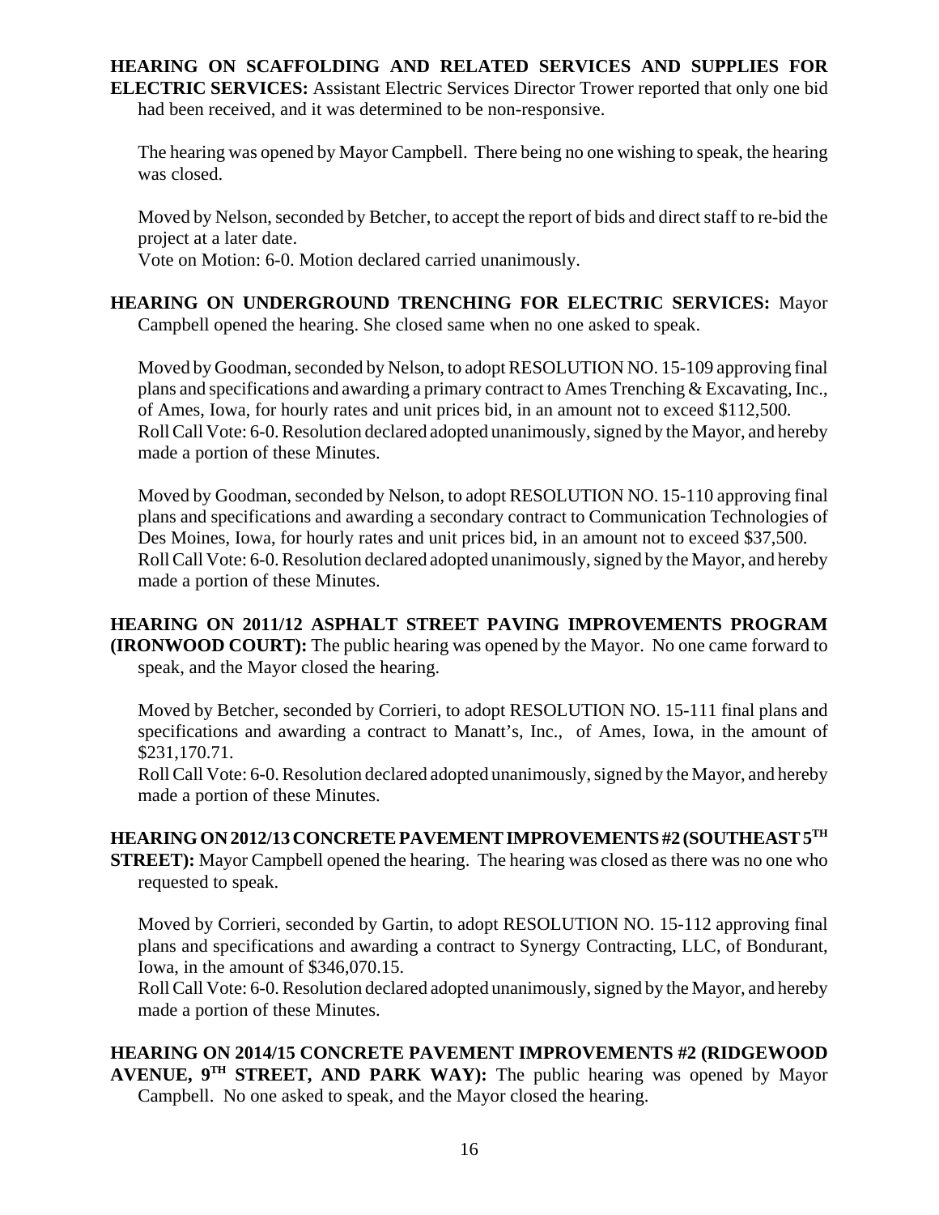**HEARING ON SCAFFOLDING AND RELATED SERVICES AND SUPPLIES FOR ELECTRIC SERVICES:** Assistant Electric Services Director Trower reported that only one bid had been received, and it was determined to be non-responsive.

The hearing was opened by Mayor Campbell. There being no one wishing to speak, the hearing was closed.

Moved by Nelson, seconded by Betcher, to accept the report of bids and direct staff to re-bid the project at a later date.
Vote on Motion: 6-0. Motion declared carried unanimously.

**HEARING ON UNDERGROUND TRENCHING FOR ELECTRIC SERVICES:** Mayor Campbell opened the hearing. She closed same when no one asked to speak.

Moved by Goodman, seconded by Nelson, to adopt RESOLUTION NO. 15-109 approving final plans and specifications and awarding a primary contract to Ames Trenching & Excavating, Inc., of Ames, Iowa, for hourly rates and unit prices bid, in an amount not to exceed $112,500.
Roll Call Vote: 6-0. Resolution declared adopted unanimously, signed by the Mayor, and hereby made a portion of these Minutes.

Moved by Goodman, seconded by Nelson, to adopt RESOLUTION NO. 15-110 approving final plans and specifications and awarding a secondary contract to Communication Technologies of Des Moines, Iowa, for hourly rates and unit prices bid, in an amount not to exceed $37,500.
Roll Call Vote: 6-0. Resolution declared adopted unanimously, signed by the Mayor, and hereby made a portion of these Minutes.

**HEARING ON 2011/12 ASPHALT STREET PAVING IMPROVEMENTS PROGRAM (IRONWOOD COURT):** The public hearing was opened by the Mayor. No one came forward to speak, and the Mayor closed the hearing.

Moved by Betcher, seconded by Corrieri, to adopt RESOLUTION NO. 15-111 final plans and specifications and awarding a contract to Manatt's, Inc., of Ames, Iowa, in the amount of $231,170.71.
Roll Call Vote: 6-0. Resolution declared adopted unanimously, signed by the Mayor, and hereby made a portion of these Minutes.

**HEARING ON 2012/13 CONCRETE PAVEMENT IMPROVEMENTS #2 (SOUTHEAST 5TH STREET):** Mayor Campbell opened the hearing. The hearing was closed as there was no one who requested to speak.

Moved by Corrieri, seconded by Gartin, to adopt RESOLUTION NO. 15-112 approving final plans and specifications and awarding a contract to Synergy Contracting, LLC, of Bondurant, Iowa, in the amount of $346,070.15.
Roll Call Vote: 6-0. Resolution declared adopted unanimously, signed by the Mayor, and hereby made a portion of these Minutes.

**HEARING ON 2014/15 CONCRETE PAVEMENT IMPROVEMENTS #2 (RIDGEWOOD AVENUE, 9TH STREET, AND PARK WAY):** The public hearing was opened by Mayor Campbell. No one asked to speak, and the Mayor closed the hearing.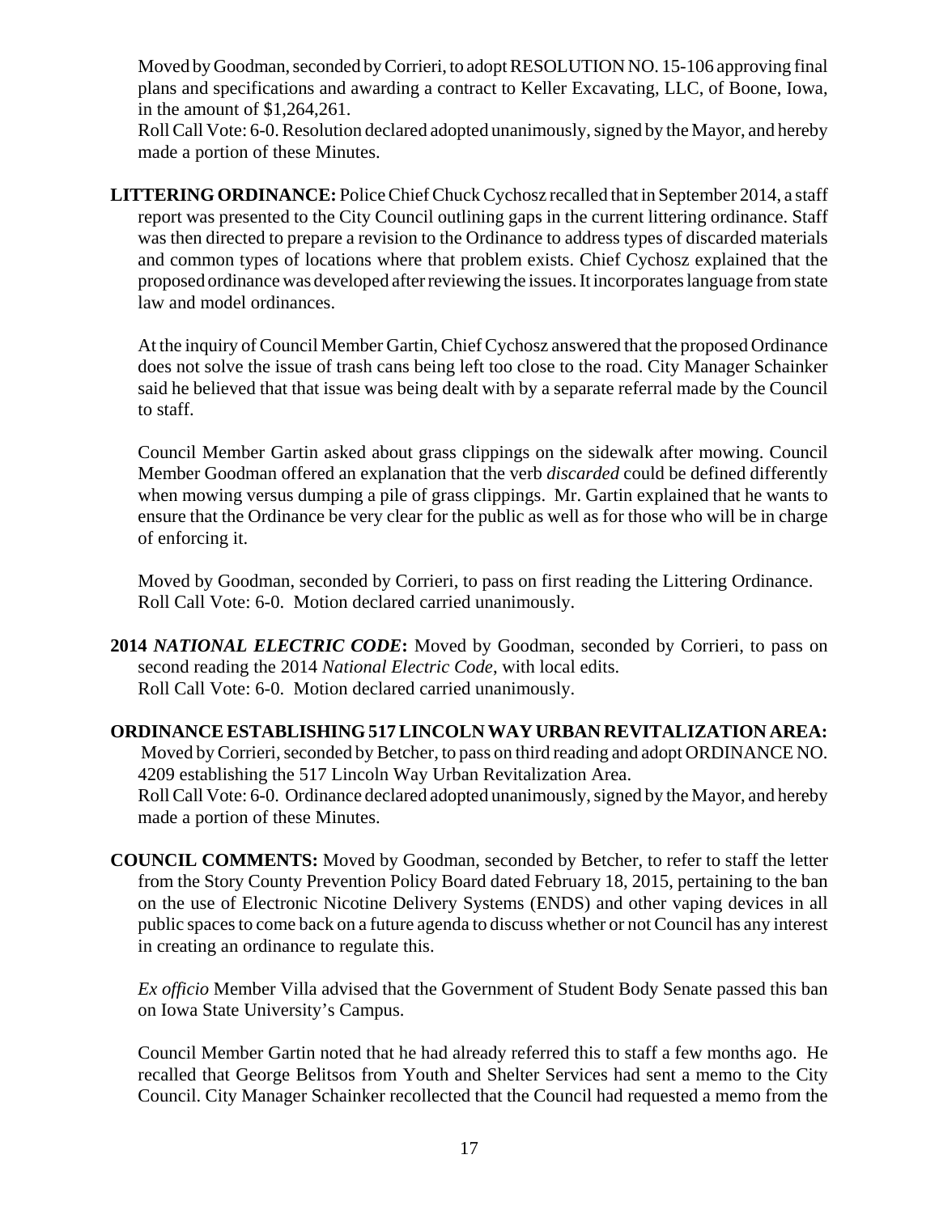Moved by Goodman, seconded by Corrieri, to adopt RESOLUTION NO. 15-106 approving final plans and specifications and awarding a contract to Keller Excavating, LLC, of Boone, Iowa, in the amount of $1,264,261.

Roll Call Vote: 6-0. Resolution declared adopted unanimously, signed by the Mayor, and hereby made a portion of these Minutes.

**LITTERING ORDINANCE:** Police Chief Chuck Cychosz recalled that in September 2014, a staff report was presented to the City Council outlining gaps in the current littering ordinance. Staff was then directed to prepare a revision to the Ordinance to address types of discarded materials and common types of locations where that problem exists. Chief Cychosz explained that the proposed ordinance was developed after reviewing the issues. It incorporates language from state law and model ordinances.

At the inquiry of Council Member Gartin, Chief Cychosz answered that the proposed Ordinance does not solve the issue of trash cans being left too close to the road. City Manager Schainker said he believed that that issue was being dealt with by a separate referral made by the Council to staff.

Council Member Gartin asked about grass clippings on the sidewalk after mowing. Council Member Goodman offered an explanation that the verb *discarded* could be defined differently when mowing versus dumping a pile of grass clippings. Mr. Gartin explained that he wants to ensure that the Ordinance be very clear for the public as well as for those who will be in charge of enforcing it.

Moved by Goodman, seconded by Corrieri, to pass on first reading the Littering Ordinance.
Roll Call Vote: 6-0. Motion declared carried unanimously.

**2014 *NATIONAL ELECTRIC CODE*:** Moved by Goodman, seconded by Corrieri, to pass on second reading the 2014 *National Electric Code*, with local edits.
Roll Call Vote: 6-0. Motion declared carried unanimously.

**ORDINANCE ESTABLISHING 517 LINCOLN WAY URBAN REVITALIZATION AREA:** Moved by Corrieri, seconded by Betcher, to pass on third reading and adopt ORDINANCE NO. 4209 establishing the 517 Lincoln Way Urban Revitalization Area.
Roll Call Vote: 6-0. Ordinance declared adopted unanimously, signed by the Mayor, and hereby made a portion of these Minutes.

**COUNCIL COMMENTS:** Moved by Goodman, seconded by Betcher, to refer to staff the letter from the Story County Prevention Policy Board dated February 18, 2015, pertaining to the ban on the use of Electronic Nicotine Delivery Systems (ENDS) and other vaping devices in all public spaces to come back on a future agenda to discuss whether or not Council has any interest in creating an ordinance to regulate this.

*Ex officio* Member Villa advised that the Government of Student Body Senate passed this ban on Iowa State University's Campus.

Council Member Gartin noted that he had already referred this to staff a few months ago. He recalled that George Belitsos from Youth and Shelter Services had sent a memo to the City Council. City Manager Schainker recollected that the Council had requested a memo from the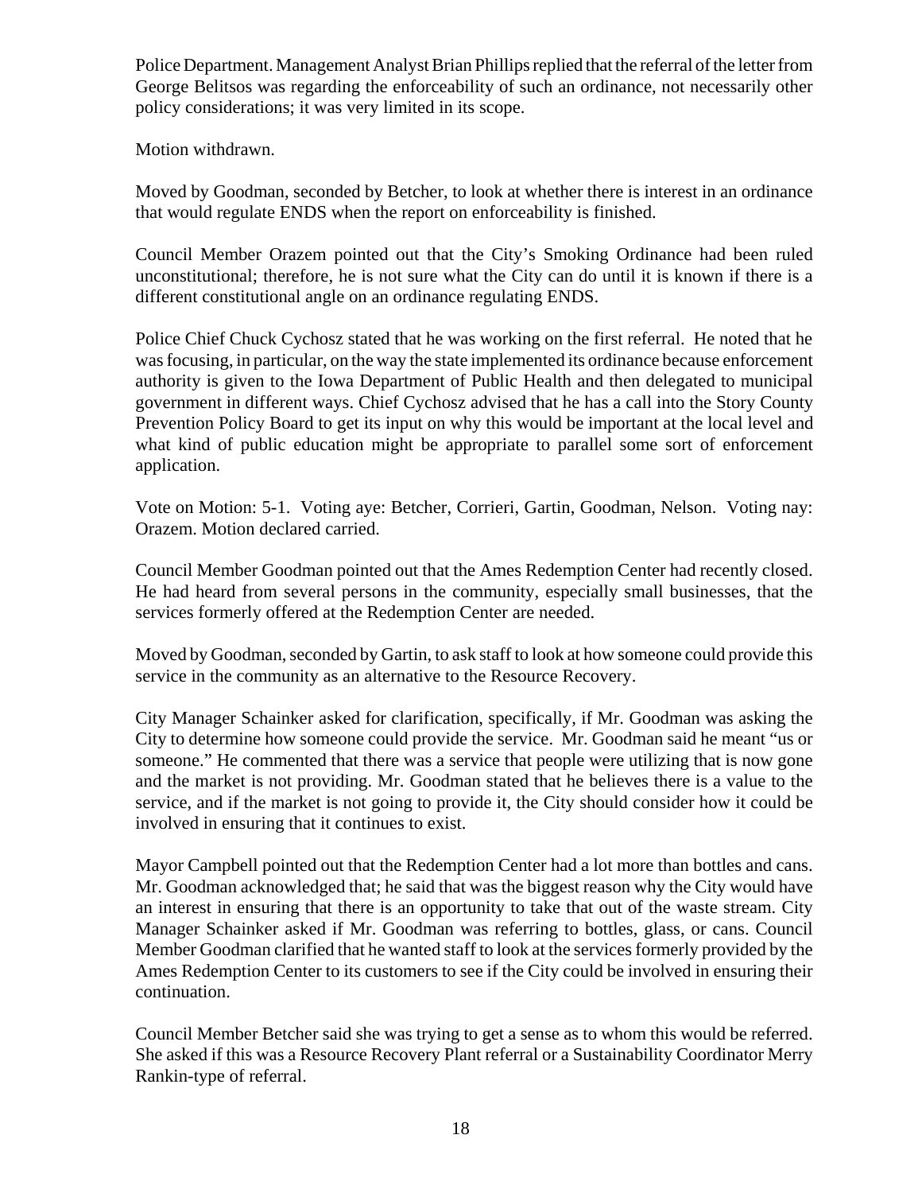Police Department. Management Analyst Brian Phillips replied that the referral of the letter from George Belitsos was regarding the enforceability of such an ordinance, not necessarily other policy considerations; it was very limited in its scope.

Motion withdrawn.

Moved by Goodman, seconded by Betcher, to look at whether there is interest in an ordinance that would regulate ENDS when the report on enforceability is finished.

Council Member Orazem pointed out that the City's Smoking Ordinance had been ruled unconstitutional; therefore, he is not sure what the City can do until it is known if there is a different constitutional angle on an ordinance regulating ENDS.

Police Chief Chuck Cychosz stated that he was working on the first referral. He noted that he was focusing, in particular, on the way the state implemented its ordinance because enforcement authority is given to the Iowa Department of Public Health and then delegated to municipal government in different ways. Chief Cychosz advised that he has a call into the Story County Prevention Policy Board to get its input on why this would be important at the local level and what kind of public education might be appropriate to parallel some sort of enforcement application.

Vote on Motion: 5-1. Voting aye: Betcher, Corrieri, Gartin, Goodman, Nelson. Voting nay: Orazem. Motion declared carried.

Council Member Goodman pointed out that the Ames Redemption Center had recently closed. He had heard from several persons in the community, especially small businesses, that the services formerly offered at the Redemption Center are needed.

Moved by Goodman, seconded by Gartin, to ask staff to look at how someone could provide this service in the community as an alternative to the Resource Recovery.

City Manager Schainker asked for clarification, specifically, if Mr. Goodman was asking the City to determine how someone could provide the service. Mr. Goodman said he meant "us or someone." He commented that there was a service that people were utilizing that is now gone and the market is not providing. Mr. Goodman stated that he believes there is a value to the service, and if the market is not going to provide it, the City should consider how it could be involved in ensuring that it continues to exist.

Mayor Campbell pointed out that the Redemption Center had a lot more than bottles and cans. Mr. Goodman acknowledged that; he said that was the biggest reason why the City would have an interest in ensuring that there is an opportunity to take that out of the waste stream. City Manager Schainker asked if Mr. Goodman was referring to bottles, glass, or cans. Council Member Goodman clarified that he wanted staff to look at the services formerly provided by the Ames Redemption Center to its customers to see if the City could be involved in ensuring their continuation.

Council Member Betcher said she was trying to get a sense as to whom this would be referred. She asked if this was a Resource Recovery Plant referral or a Sustainability Coordinator Merry Rankin-type of referral.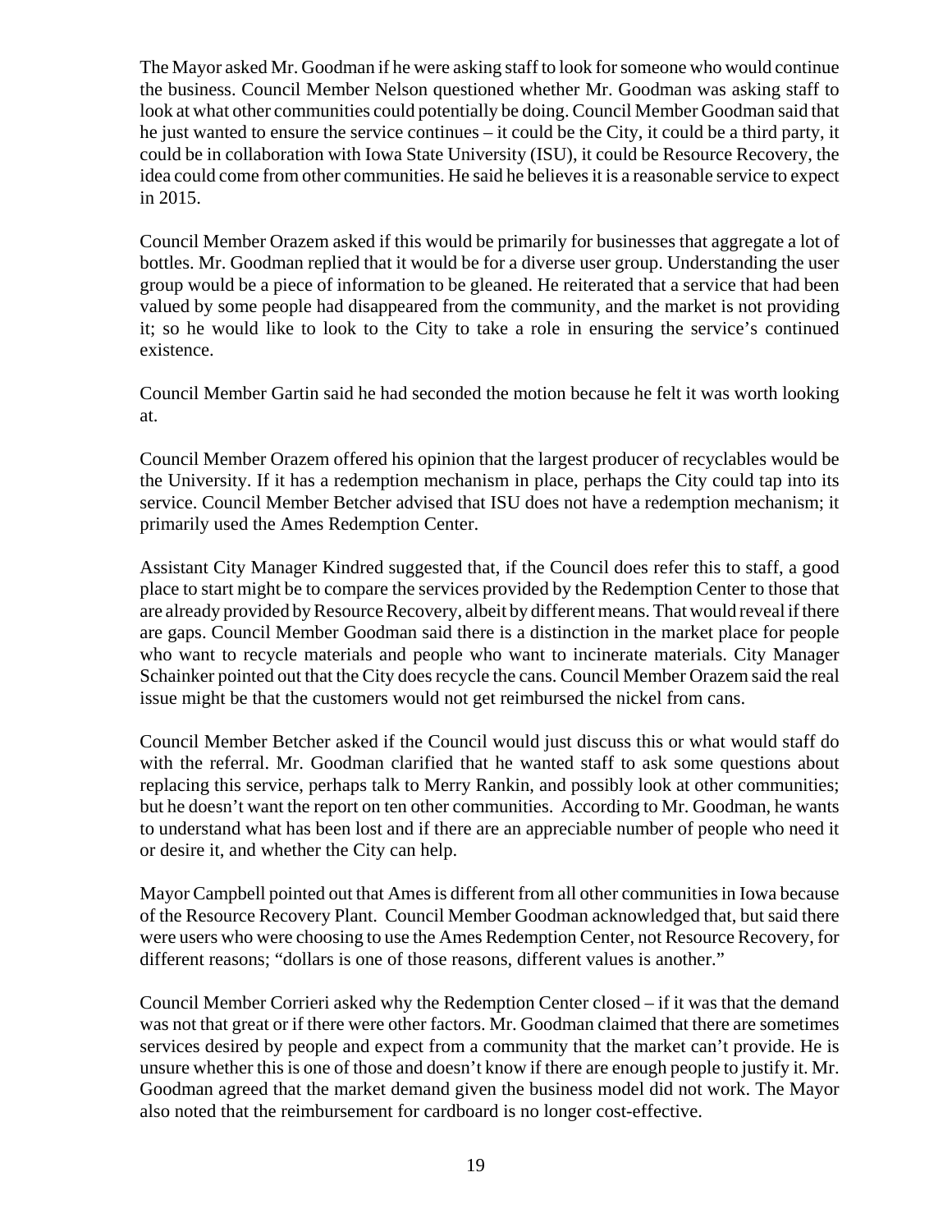The Mayor asked Mr. Goodman if he were asking staff to look for someone who would continue the business. Council Member Nelson questioned whether Mr. Goodman was asking staff to look at what other communities could potentially be doing. Council Member Goodman said that he just wanted to ensure the service continues – it could be the City, it could be a third party, it could be in collaboration with Iowa State University (ISU), it could be Resource Recovery, the idea could come from other communities. He said he believes it is a reasonable service to expect in 2015.

Council Member Orazem asked if this would be primarily for businesses that aggregate a lot of bottles. Mr. Goodman replied that it would be for a diverse user group. Understanding the user group would be a piece of information to be gleaned. He reiterated that a service that had been valued by some people had disappeared from the community, and the market is not providing it; so he would like to look to the City to take a role in ensuring the service's continued existence.

Council Member Gartin said he had seconded the motion because he felt it was worth looking at.

Council Member Orazem offered his opinion that the largest producer of recyclables would be the University. If it has a redemption mechanism in place, perhaps the City could tap into its service. Council Member Betcher advised that ISU does not have a redemption mechanism; it primarily used the Ames Redemption Center.

Assistant City Manager Kindred suggested that, if the Council does refer this to staff, a good place to start might be to compare the services provided by the Redemption Center to those that are already provided by Resource Recovery, albeit by different means. That would reveal if there are gaps. Council Member Goodman said there is a distinction in the market place for people who want to recycle materials and people who want to incinerate materials. City Manager Schainker pointed out that the City does recycle the cans. Council Member Orazem said the real issue might be that the customers would not get reimbursed the nickel from cans.

Council Member Betcher asked if the Council would just discuss this or what would staff do with the referral. Mr. Goodman clarified that he wanted staff to ask some questions about replacing this service, perhaps talk to Merry Rankin, and possibly look at other communities; but he doesn't want the report on ten other communities. According to Mr. Goodman, he wants to understand what has been lost and if there are an appreciable number of people who need it or desire it, and whether the City can help.

Mayor Campbell pointed out that Ames is different from all other communities in Iowa because of the Resource Recovery Plant. Council Member Goodman acknowledged that, but said there were users who were choosing to use the Ames Redemption Center, not Resource Recovery, for different reasons; "dollars is one of those reasons, different values is another."

Council Member Corrieri asked why the Redemption Center closed – if it was that the demand was not that great or if there were other factors. Mr. Goodman claimed that there are sometimes services desired by people and expect from a community that the market can't provide. He is unsure whether this is one of those and doesn't know if there are enough people to justify it. Mr. Goodman agreed that the market demand given the business model did not work. The Mayor also noted that the reimbursement for cardboard is no longer cost-effective.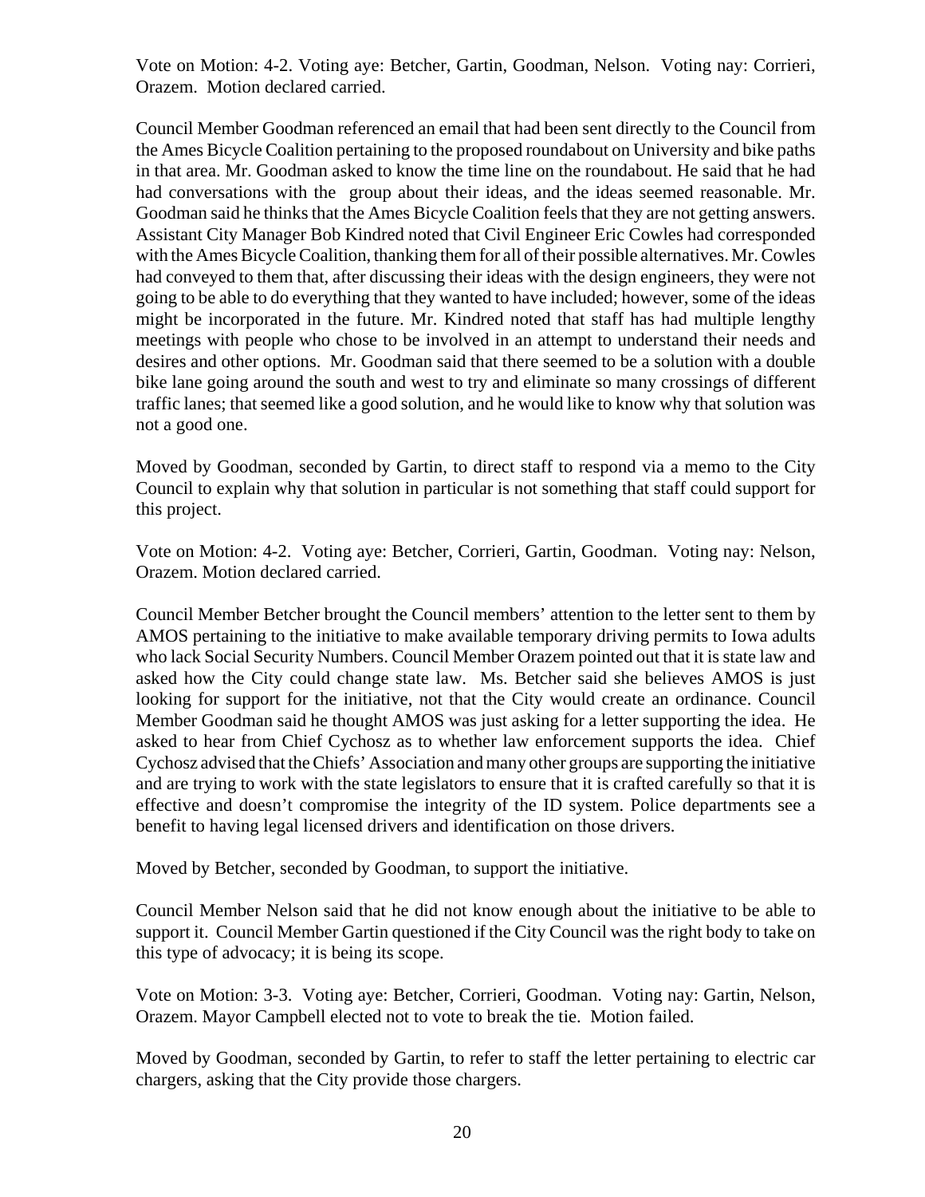Vote on Motion: 4-2. Voting aye: Betcher, Gartin, Goodman, Nelson. Voting nay: Corrieri, Orazem. Motion declared carried.

Council Member Goodman referenced an email that had been sent directly to the Council from the Ames Bicycle Coalition pertaining to the proposed roundabout on University and bike paths in that area. Mr. Goodman asked to know the time line on the roundabout. He said that he had had conversations with the group about their ideas, and the ideas seemed reasonable. Mr. Goodman said he thinks that the Ames Bicycle Coalition feels that they are not getting answers. Assistant City Manager Bob Kindred noted that Civil Engineer Eric Cowles had corresponded with the Ames Bicycle Coalition, thanking them for all of their possible alternatives. Mr. Cowles had conveyed to them that, after discussing their ideas with the design engineers, they were not going to be able to do everything that they wanted to have included; however, some of the ideas might be incorporated in the future. Mr. Kindred noted that staff has had multiple lengthy meetings with people who chose to be involved in an attempt to understand their needs and desires and other options. Mr. Goodman said that there seemed to be a solution with a double bike lane going around the south and west to try and eliminate so many crossings of different traffic lanes; that seemed like a good solution, and he would like to know why that solution was not a good one.

Moved by Goodman, seconded by Gartin, to direct staff to respond via a memo to the City Council to explain why that solution in particular is not something that staff could support for this project.

Vote on Motion: 4-2. Voting aye: Betcher, Corrieri, Gartin, Goodman. Voting nay: Nelson, Orazem. Motion declared carried.

Council Member Betcher brought the Council members' attention to the letter sent to them by AMOS pertaining to the initiative to make available temporary driving permits to Iowa adults who lack Social Security Numbers. Council Member Orazem pointed out that it is state law and asked how the City could change state law. Ms. Betcher said she believes AMOS is just looking for support for the initiative, not that the City would create an ordinance. Council Member Goodman said he thought AMOS was just asking for a letter supporting the idea. He asked to hear from Chief Cychosz as to whether law enforcement supports the idea. Chief Cychosz advised that the Chiefs' Association and many other groups are supporting the initiative and are trying to work with the state legislators to ensure that it is crafted carefully so that it is effective and doesn't compromise the integrity of the ID system. Police departments see a benefit to having legal licensed drivers and identification on those drivers.

Moved by Betcher, seconded by Goodman, to support the initiative.

Council Member Nelson said that he did not know enough about the initiative to be able to support it. Council Member Gartin questioned if the City Council was the right body to take on this type of advocacy; it is being its scope.

Vote on Motion: 3-3. Voting aye: Betcher, Corrieri, Goodman. Voting nay: Gartin, Nelson, Orazem. Mayor Campbell elected not to vote to break the tie. Motion failed.

Moved by Goodman, seconded by Gartin, to refer to staff the letter pertaining to electric car chargers, asking that the City provide those chargers.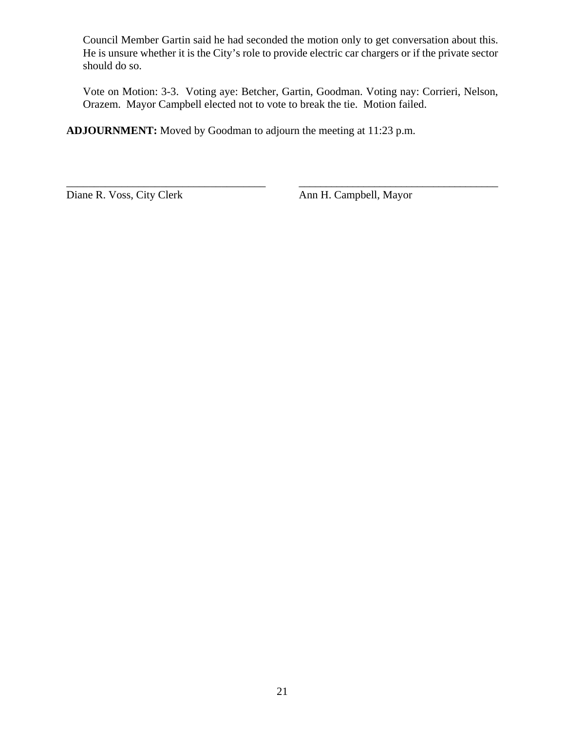Council Member Gartin said he had seconded the motion only to get conversation about this. He is unsure whether it is the City's role to provide electric car chargers or if the private sector should do so.

Vote on Motion: 3-3. Voting aye: Betcher, Gartin, Goodman. Voting nay: Corrieri, Nelson, Orazem. Mayor Campbell elected not to vote to break the tie. Motion failed.

**ADJOURNMENT:** Moved by Goodman to adjourn the meeting at 11:23 p.m.

\_\_\_\_\_\_\_\_\_\_\_\_\_\_\_\_\_\_\_\_\_\_\_\_\_\_\_\_\_\_\_\_\_\_\_\_\_\_ \_\_\_\_\_\_\_\_\_\_\_\_\_\_\_\_\_\_\_\_\_\_\_\_\_\_\_\_\_\_\_\_\_\_\_\_\_\_

Diane R. Voss, City Clerk Ann H. Campbell, Mayor